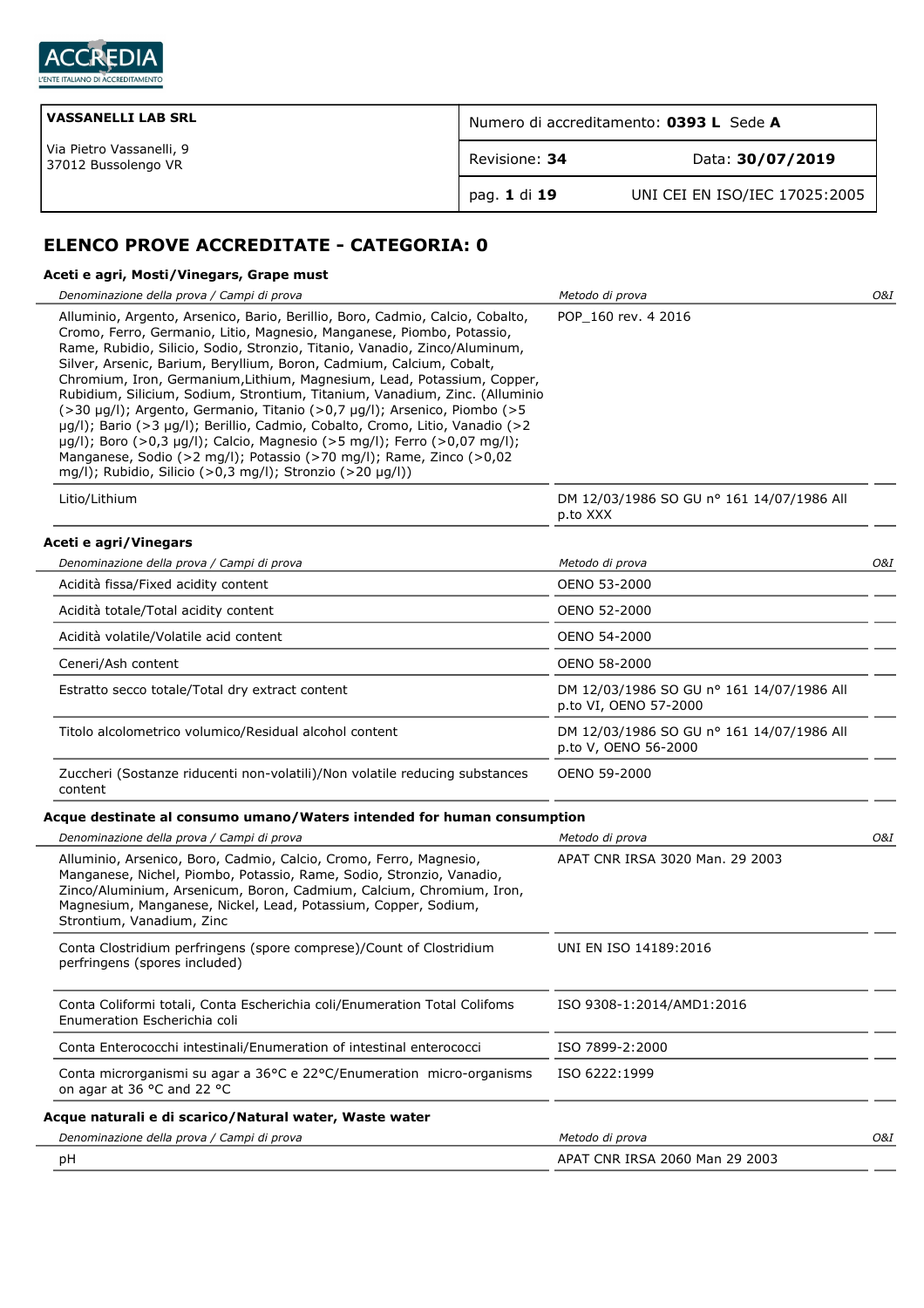ACCREDIA
L'ENTE ITALIANO DI ACCREDITAMENTO

| **VASSANELLI LAB SRL**<br>Via Pietro Vassanelli, 9<br>37012 Bussolengo VR | Numero di accreditamento: **0393 L** Sede **A** | |
|---|---|---|
| | Revisione: **34** | Data: **30/07/2019** |
| | pag. **1** di **19** | UNI CEI EN ISO/IEC 17025:2005 |

## ELENCO PROVE ACCREDITATE - CATEGORIA: 0

### Aceti e agri, Mosti/Vinegars, Grape must

| *Denominazione della prova / Campi di prova* | *Metodo di prova* | *O&I* |
|---|---|---|
| Alluminio, Argento, Arsenico, Bario, Berillio, Boro, Cadmio, Calcio, Cobalto, Cromo, Ferro, Germanio, Litio, Magnesio, Manganese, Piombo, Potassio, Rame, Rubidio, Silicio, Sodio, Stronzio, Titanio, Vanadio, Zinco/Aluminum, Silver, Arsenic, Barium, Beryllium, Boron, Cadmium, Calcium, Cobalt, Chromium, Iron, Germanium,Lithium, Magnesium, Lead, Potassium, Copper, Rubidium, Silicium, Sodium, Strontium, Titanium, Vanadium, Zinc. (Alluminio (>30 µg/l); Argento, Germanio, Titanio (>0,7 µg/l); Arsenico, Piombo (>5 µg/l); Bario (>3 µg/l); Berillio, Cadmio, Cobalto, Cromo, Litio, Vanadio (>2 µg/l); Boro (>0,3 µg/l); Calcio, Magnesio (>5 mg/l); Ferro (>0,07 mg/l); Manganese, Sodio (>2 mg/l); Potassio (>70 mg/l); Rame, Zinco (>0,02 mg/l); Rubidio, Silicio (>0,3 mg/l); Stronzio (>20 µg/l)) | POP_160 rev. 4 2016 | |
| Litio/Lithium | DM 12/03/1986 SO GU n° 161 14/07/1986 All p.to XXX | |

### Aceti e agri/Vinegars

| *Denominazione della prova / Campi di prova* | *Metodo di prova* | *O&I* |
|---|---|---|
| Acidità fissa/Fixed acidity content | OENO 53-2000 | |
| Acidità totale/Total acidity content | OENO 52-2000 | |
| Acidità volatile/Volatile acid content | OENO 54-2000 | |
| Ceneri/Ash content | OENO 58-2000 | |
| Estratto secco totale/Total dry extract content | DM 12/03/1986 SO GU n° 161 14/07/1986 All p.to VI, OENO 57-2000 | |
| Titolo alcolometrico volumico/Residual alcohol content | DM 12/03/1986 SO GU n° 161 14/07/1986 All p.to V, OENO 56-2000 | |
| Zuccheri (Sostanze riducenti non-volatili)/Non volatile reducing substances content | OENO 59-2000 | |

### Acque destinate al consumo umano/Waters intended for human consumption

| *Denominazione della prova / Campi di prova* | *Metodo di prova* | *O&I* |
|---|---|---|
| Alluminio, Arsenico, Boro, Cadmio, Calcio, Cromo, Ferro, Magnesio, Manganese, Nichel, Piombo, Potassio, Rame, Sodio, Stronzio, Vanadio, Zinco/Aluminium, Arsenicum, Boron, Cadmium, Calcium, Chromium, Iron, Magnesium, Manganese, Nickel, Lead, Potassium, Copper, Sodium, Strontium, Vanadium, Zinc | APAT CNR IRSA 3020 Man. 29 2003 | |
| Conta Clostridium perfringens (spore comprese)/Count of Clostridium perfringens (spores included) | UNI EN ISO 14189:2016 | |
| Conta Coliformi totali, Conta Escherichia coli/Enumeration Total Colifoms Enumeration Escherichia coli | ISO 9308-1:2014/AMD1:2016 | |
| Conta Enterococchi intestinali/Enumeration of intestinal enterococci | ISO 7899-2:2000 | |
| Conta microrganismi su agar a 36°C e 22°C/Enumeration micro-organisms on agar at 36 °C and 22 °C | ISO 6222:1999 | |

### Acque naturali e di scarico/Natural water, Waste water

| *Denominazione della prova / Campi di prova* | *Metodo di prova* | *O&I* |
|---|---|---|
| pH | APAT CNR IRSA 2060 Man 29 2003 | |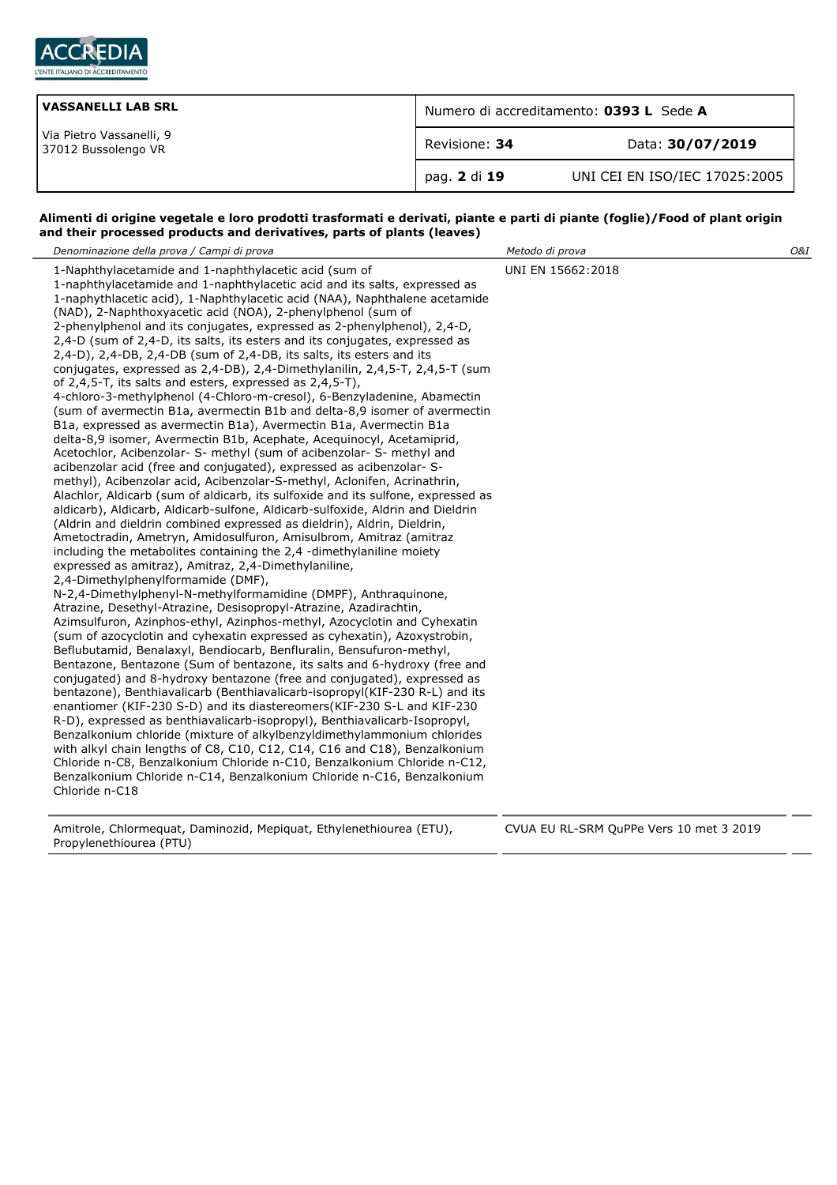| VASSANELLI LAB SRL | Numero di accreditamento: **0393 L** Sede **A** | |
|---|---|---|
| Via Pietro Vassanelli, 9<br>37012 Bussolengo VR | Revisione: **34** | Data: **30/07/2019** |
| | pag. **2** di **19** | UNI CEI EN ISO/IEC 17025:2005 |

**Alimenti di origine vegetale e loro prodotti trasformati e derivati, piante e parti di piante (foglie)/Food of plant origin and their processed products and derivatives, parts of plants (leaves)**

| *Denominazione della prova / Campi di prova* | *Metodo di prova* | *O&I* |
|---|---|---|
| 1-Naphthylacetamide and 1-naphthylacetic acid (sum of 1-naphthylacetamide and 1-naphthylacetic acid and its salts, expressed as 1-naphythlacetic acid), 1-Naphthylacetic acid (NAA), Naphthalene acetamide (NAD), 2-Naphthoxyacetic acid (NOA), 2-phenylphenol (sum of 2-phenylphenol and its conjugates, expressed as 2-phenylphenol), 2,4-D, 2,4-D (sum of 2,4-D, its salts, its esters and its conjugates, expressed as 2,4-D), 2,4-DB, 2,4-DB (sum of 2,4-DB, its salts, its esters and its conjugates, expressed as 2,4-DB), 2,4-Dimethylanilin, 2,4,5-T, 2,4,5-T (sum of 2,4,5-T, its salts and esters, expressed as 2,4,5-T), 4-chloro-3-methylphenol (4-Chloro-m-cresol), 6-Benzyladenine, Abamectin (sum of avermectin B1a, avermectin B1b and delta-8,9 isomer of avermectin B1a, expressed as avermectin B1a), Avermectin B1a, Avermectin B1a delta-8,9 isomer, Avermectin B1b, Acephate, Acequinocyl, Acetamiprid, Acetochlor, Acibenzolar- S- methyl (sum of acibenzolar- S- methyl and acibenzolar acid (free and conjugated), expressed as acibenzolar- S- methyl), Acibenzolar acid, Acibenzolar-S-methyl, Aclonifen, Acrinathrin, Alachlor, Aldicarb (sum of aldicarb, its sulfoxide and its sulfone, expressed as aldicarb), Aldicarb, Aldicarb-sulfone, Aldicarb-sulfoxide, Aldrin and Dieldrin (Aldrin and dieldrin combined expressed as dieldrin), Aldrin, Dieldrin, Ametoctradin, Ametryn, Amidosulfuron, Amisulbrom, Amitraz (amitraz including the metabolites containing the 2,4 -dimethylaniline moiety expressed as amitraz), Amitraz, 2,4-Dimethylaniline, 2,4-Dimethylphenylformamide (DMF), N-2,4-Dimethylphenyl-N-methylformamidine (DMPF), Anthraquinone, Atrazine, Desethyl-Atrazine, Desisopropyl-Atrazine, Azadirachtin, Azimsulfuron, Azinphos-ethyl, Azinphos-methyl, Azocyclotin and Cyhexatin (sum of azocyclotin and cyhexatin expressed as cyhexatin), Azoxystrobin, Beflubutamid, Benalaxyl, Bendiocarb, Benfluralin, Bensufuron-methyl, Bentazone, Bentazone (Sum of bentazone, its salts and 6-hydroxy (free and conjugated) and 8-hydroxy bentazone (free and conjugated), expressed as bentazone), Benthiavalicarb (Benthiavalicarb-isopropyl(KIF-230 R-L) and its enantiomer (KIF-230 S-D) and its diastereomers(KIF-230 S-L and KIF-230 R-D), expressed as benthiavalicarb-isopropyl), Benthiavalicarb-Isopropyl, Benzalkonium chloride (mixture of alkylbenzyldimethylammonium chlorides with alkyl chain lengths of C8, C10, C12, C14, C16 and C18), Benzalkonium Chloride n-C8, Benzalkonium Chloride n-C10, Benzalkonium Chloride n-C12, Benzalkonium Chloride n-C14, Benzalkonium Chloride n-C16, Benzalkonium Chloride n-C18 | UNI EN 15662:2018 | |
| Amitrole, Chlormequat, Daminozid, Mepiquat, Ethylenethiourea (ETU), Propylenethiourea (PTU) | CVUA EU RL-SRM QuPPe Vers 10 met 3 2019 | |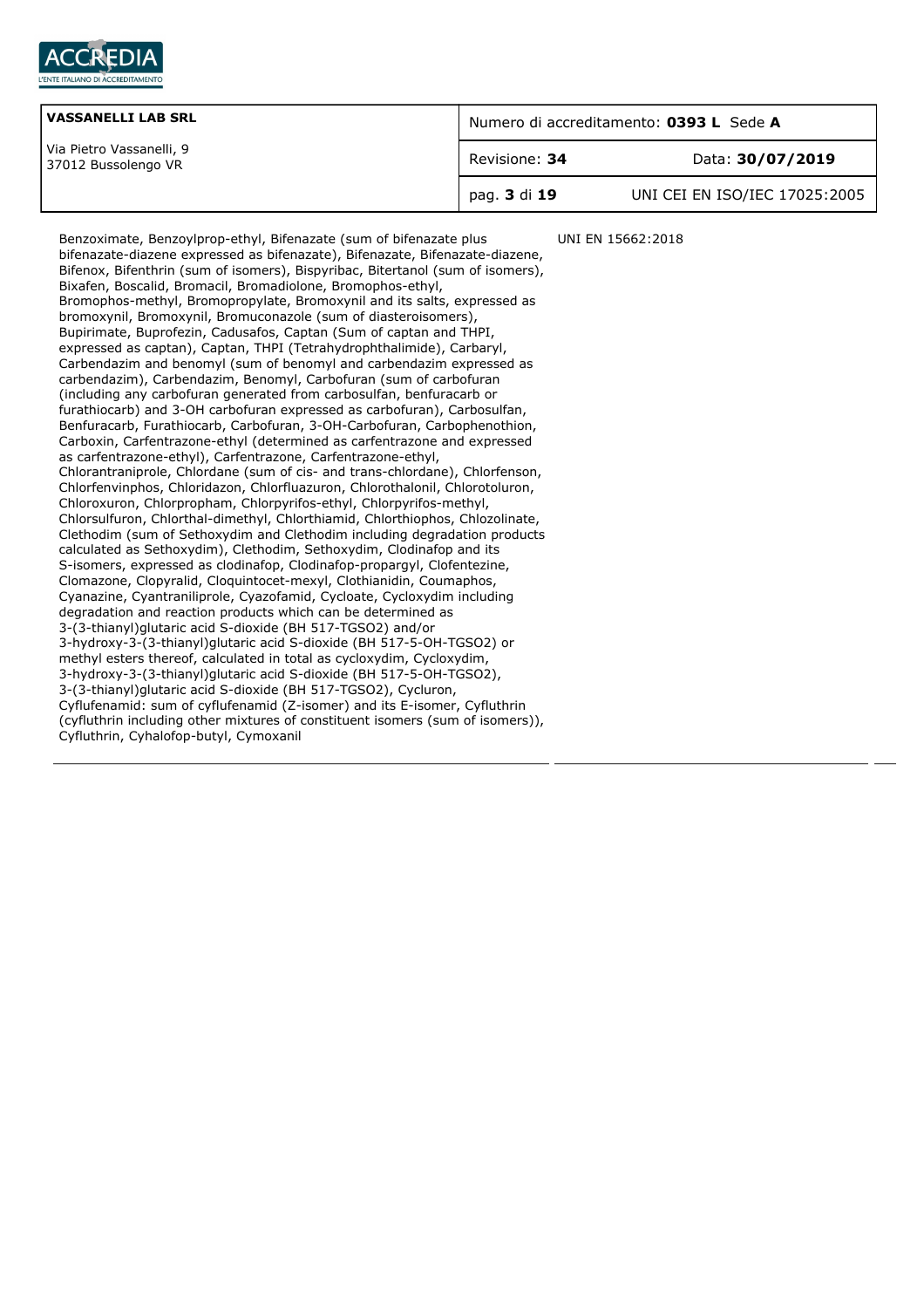| | |
|---|---|
| Benzoximate, Benzoylprop-ethyl, Bifenazate (sum of bifenazate plus bifenazate-diazene expressed as bifenazate), Bifenazate, Bifenazate-diazene, Bifenox, Bifenthrin (sum of isomers), Bispyribac, Bitertanol (sum of isomers), Bixafen, Boscalid, Bromacil, Bromadiolone, Bromophos-ethyl, Bromophos-methyl, Bromopropylate, Bromoxynil and its salts, expressed as bromoxynil, Bromoxynil, Bromuconazole (sum of diasteroisomers), Bupirimate, Buprofezin, Cadusafos, Captan (Sum of captan and THPI, expressed as captan), Captan, THPI (Tetrahydrophthalimide), Carbaryl, Carbendazim and benomyl (sum of benomyl and carbendazim expressed as carbendazim), Carbendazim, Benomyl, Carbofuran (sum of carbofuran (including any carbofuran generated from carbosulfan, benfuracarb or furathiocarb) and 3-OH carbofuran expressed as carbofuran), Carbosulfan, Benfuracarb, Furathiocarb, Carbofuran, 3-OH-Carbofuran, Carbophenothion, Carboxin, Carfentrazone-ethyl (determined as carfentrazone and expressed as carfentrazone-ethyl), Carfentrazone, Carfentrazone-ethyl, Chlorantraniprole, Chlordane (sum of cis- and trans-chlordane), Chlorfenson, Chlorfenvinphos, Chloridazon, Chlorfluazuron, Chlorothalonil, Chlorotoluron, Chloroxuron, Chlorpropham, Chlorpyrifos-ethyl, Chlorpyrifos-methyl, Chlorsulfuron, Chlorthal-dimethyl, Chlorthiamid, Chlorthiophos, Chlozolinate, Clethodim (sum of Sethoxydim and Clethodim including degradation products calculated as Sethoxydim), Clethodim, Sethoxydim, Clodinafop and its S-isomers, expressed as clodinafop, Clodinafop-propargyl, Clofentezine, Clomazone, Clopyralid, Cloquintocet-mexyl, Clothianidin, Coumaphos, Cyanazine, Cyantraniliprole, Cyazofamid, Cycloate, Cycloxydim including degradation and reaction products which can be determined as 3-(3-thianyl)glutaric acid S-dioxide (BH 517-TGSO2) and/or 3-hydroxy-3-(3-thianyl)glutaric acid S-dioxide (BH 517-5-OH-TGSO2) or methyl esters thereof, calculated in total as cycloxydim, Cycloxydim, 3-hydroxy-3-(3-thianyl)glutaric acid S-dioxide (BH 517-5-OH-TGSO2), 3-(3-thianyl)glutaric acid S-dioxide (BH 517-TGSO2), Cycluron, Cyflufenamid: sum of cyflufenamid (Z-isomer) and its E-isomer, Cyfluthrin (cyfluthrin including other mixtures of constituent isomers (sum of isomers)), Cyfluthrin, Cyhalofop-butyl, Cymoxanil | UNI EN 15662:2018 |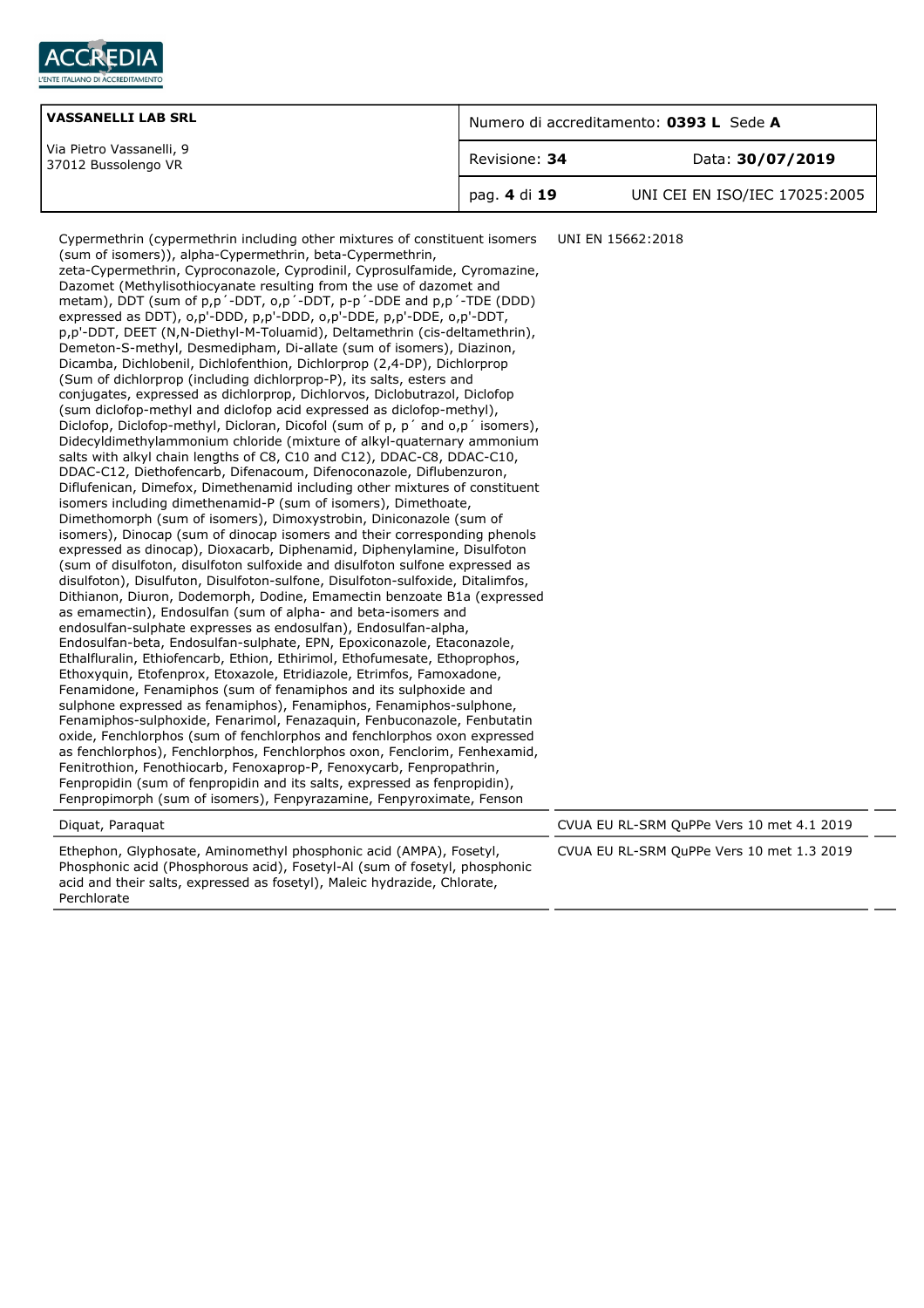| | | |
|---|---|---|
| Cypermethrin (cypermethrin including other mixtures of constituent isomers (sum of isomers)), alpha-Cypermethrin, beta-Cypermethrin, zeta-Cypermethrin, Cyproconazole, Cyprodinil, Cyprosulfamide, Cyromazine, Dazomet (Methylisothiocyanate resulting from the use of dazomet and metam), DDT (sum of p,p´-DDT, o,p´-DDT, p-p´-DDE and p,p´-TDE (DDD) expressed as DDT), o,p'-DDD, p,p'-DDD, o,p'-DDE, p,p'-DDE, o,p'-DDT, p,p'-DDT, DEET (N,N-Diethyl-M-Toluamid), Deltamethrin (cis-deltamethrin), Demeton-S-methyl, Desmedipham, Di-allate (sum of isomers), Diazinon, Dicamba, Dichlobenil, Dichlofenthion, Dichlorprop (2,4-DP), Dichlorprop (Sum of dichlorprop (including dichlorprop-P), its salts, esters and conjugates, expressed as dichlorprop, Dichlorvos, Diclobutrazol, Diclofop (sum diclofop-methyl and diclofop acid expressed as diclofop-methyl), Diclofop, Diclofop-methyl, Dicloran, Dicofol (sum of p, p´ and o,p´ isomers), Didecyldimethylammonium chloride (mixture of alkyl-quaternary ammonium salts with alkyl chain lengths of C8, C10 and C12), DDAC-C8, DDAC-C10, DDAC-C12, Diethofencarb, Difenacoum, Difenoconazole, Diflubenzuron, Diflufenican, Dimefox, Dimethenamid including other mixtures of constituent isomers including dimethenamid-P (sum of isomers), Dimethoate, Dimethomorph (sum of isomers), Dimoxystrobin, Diniconazole (sum of isomers), Dinocap (sum of dinocap isomers and their corresponding phenols expressed as dinocap), Dioxacarb, Diphenamid, Diphenylamine, Disulfoton (sum of disulfoton, disulfoton sulfoxide and disulfoton sulfone expressed as disulfoton), Disulfuton, Disulfoton-sulfone, Disulfoton-sulfoxide, Ditalimfos, Dithianon, Diuron, Dodemorph, Dodine, Emamectin benzoate B1a (expressed as emamectin), Endosulfan (sum of alpha- and beta-isomers and endosulfan-sulphate expresses as endosulfan), Endosulfan-alpha, Endosulfan-beta, Endosulfan-sulphate, EPN, Epoxiconazole, Etaconazole, Ethalfluralin, Ethiofencarb, Ethion, Ethirimol, Ethofumesate, Ethoprophos, Ethoxyquin, Etofenprox, Etoxazole, Etridiazole, Etrimfos, Famoxadone, Fenamidone, Fenamiphos (sum of fenamiphos and its sulphoxide and sulphone expressed as fenamiphos), Fenamiphos, Fenamiphos-sulphone, Fenamiphos-sulphoxide, Fenarimol, Fenazaquin, Fenbuconazole, Fenbutatin oxide, Fenchlorphos (sum of fenchlorphos and fenchlorphos oxon expressed as fenchlorphos), Fenchlorphos, Fenchlorphos oxon, Fenclorim, Fenhexamid, Fenitrothion, Fenothiocarb, Fenoxaprop-P, Fenoxycarb, Fenpropathrin, Fenpropidin (sum of fenpropidin and its salts, expressed as fenpropidin), Fenpropimorph (sum of isomers), Fenpyrazamine, Fenpyroximate, Fenson | UNI EN 15662:2018 | |
| Diquat, Paraquat | CVUA EU RL-SRM QuPPe Vers 10 met 4.1 2019 | |
| Ethephon, Glyphosate, Aminomethyl phosphonic acid (AMPA), Fosetyl, Phosphonic acid (Phosphorous acid), Fosetyl-Al (sum of fosetyl, phosphonic acid and their salts, expressed as fosetyl), Maleic hydrazide, Chlorate, Perchlorate | CVUA EU RL-SRM QuPPe Vers 10 met 1.3 2019 | |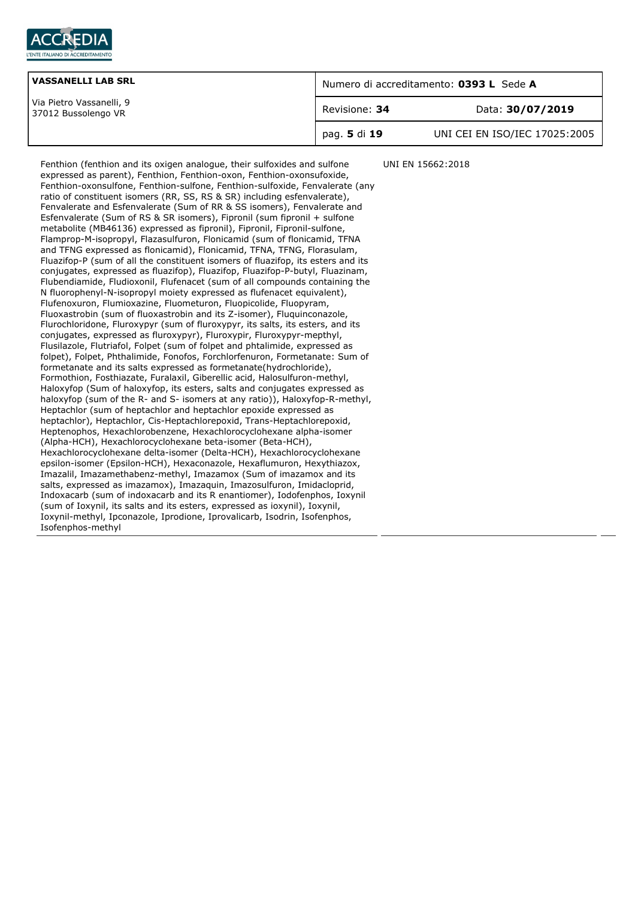| VASSANELLI LAB SRL | Numero di accreditamento: **0393 L** Sede **A** | |
|---|---|---|
| Via Pietro Vassanelli, 9<br>37012 Bussolengo VR | Revisione: **34** | Data: **30/07/2019** |
| | pag. **5** di **19** | UNI CEI EN ISO/IEC 17025:2005 |

| | | |
|---|---|---|
| Fenthion (fenthion and its oxigen analogue, their sulfoxides and sulfone expressed as parent), Fenthion, Fenthion-oxon, Fenthion-oxonsufoxide, Fenthion-oxonsulfone, Fenthion-sulfone, Fenthion-sulfoxide, Fenvalerate (any ratio of constituent isomers (RR, SS, RS & SR) including esfenvalerate), Fenvalerate and Esfenvalerate (Sum of RR & SS isomers), Fenvalerate and Esfenvalerate (Sum of RS & SR isomers), Fipronil (sum fipronil + sulfone metabolite (MB46136) expressed as fipronil), Fipronil, Fipronil-sulfone, Flamprop-M-isopropyl, Flazasulfuron, Flonicamid (sum of flonicamid, TFNA and TFNG expressed as flonicamid), Flonicamid, TFNA, TFNG, Florasulam, Fluazifop-P (sum of all the constituent isomers of fluazifop, its esters and its conjugates, expressed as fluazifop), Fluazifop, Fluazifop-P-butyl, Fluazinam, Flubendiamide, Fludioxonil, Flufenacet (sum of all compounds containing the N fluorophenyl-N-isopropyl moiety expressed as flufenacet equivalent), Flufenoxuron, Flumioxazine, Fluometuron, Fluopicolide, Fluopyram, Fluoxastrobin (sum of fluoxastrobin and its Z-isomer), Fluquinconazole, Flurochloridone, Fluroxypyr (sum of fluroxypyr, its salts, its esters, and its conjugates, expressed as fluroxypyr), Fluroxypir, Fluroxypyr-mepthyl, Flusilazole, Flutriafol, Folpet (sum of folpet and phtalimide, expressed as folpet), Folpet, Phthalimide, Fonofos, Forchlorfenuron, Formetanate: Sum of formetanate and its salts expressed as formetanate(hydrochloride), Formothion, Fosthiazate, Furalaxil, Giberellic acid, Halosulfuron-methyl, Haloxyfop (Sum of haloxyfop, its esters, salts and conjugates expressed as haloxyfop (sum of the R- and S- isomers at any ratio)), Haloxyfop-R-methyl, Heptachlor (sum of heptachlor and heptachlor epoxide expressed as heptachlor), Heptachlor, Cis-Heptachlorepoxid, Trans-Heptachlorepoxid, Heptenophos, Hexachlorobenzene, Hexachlorocyclohexane alpha-isomer (Alpha-HCH), Hexachlorocyclohexane beta-isomer (Beta-HCH), Hexachlorocyclohexane delta-isomer (Delta-HCH), Hexachlorocyclohexane epsilon-isomer (Epsilon-HCH), Hexaconazole, Hexaflumuron, Hexythiazox, Imazalil, Imazamethabenz-methyl, Imazamox (Sum of imazamox and its salts, expressed as imazamox), Imazaquin, Imazosulfuron, Imidacloprid, Indoxacarb (sum of indoxacarb and its R enantiomer), Iodofenphos, Ioxynil (sum of Ioxynil, its salts and its esters, expressed as ioxynil), Ioxynil, Ioxynil-methyl, Ipconazole, Iprodione, Iprovalicarb, Isodrin, Isofenphos, Isofenphos-methyl | UNI EN 15662:2018 | |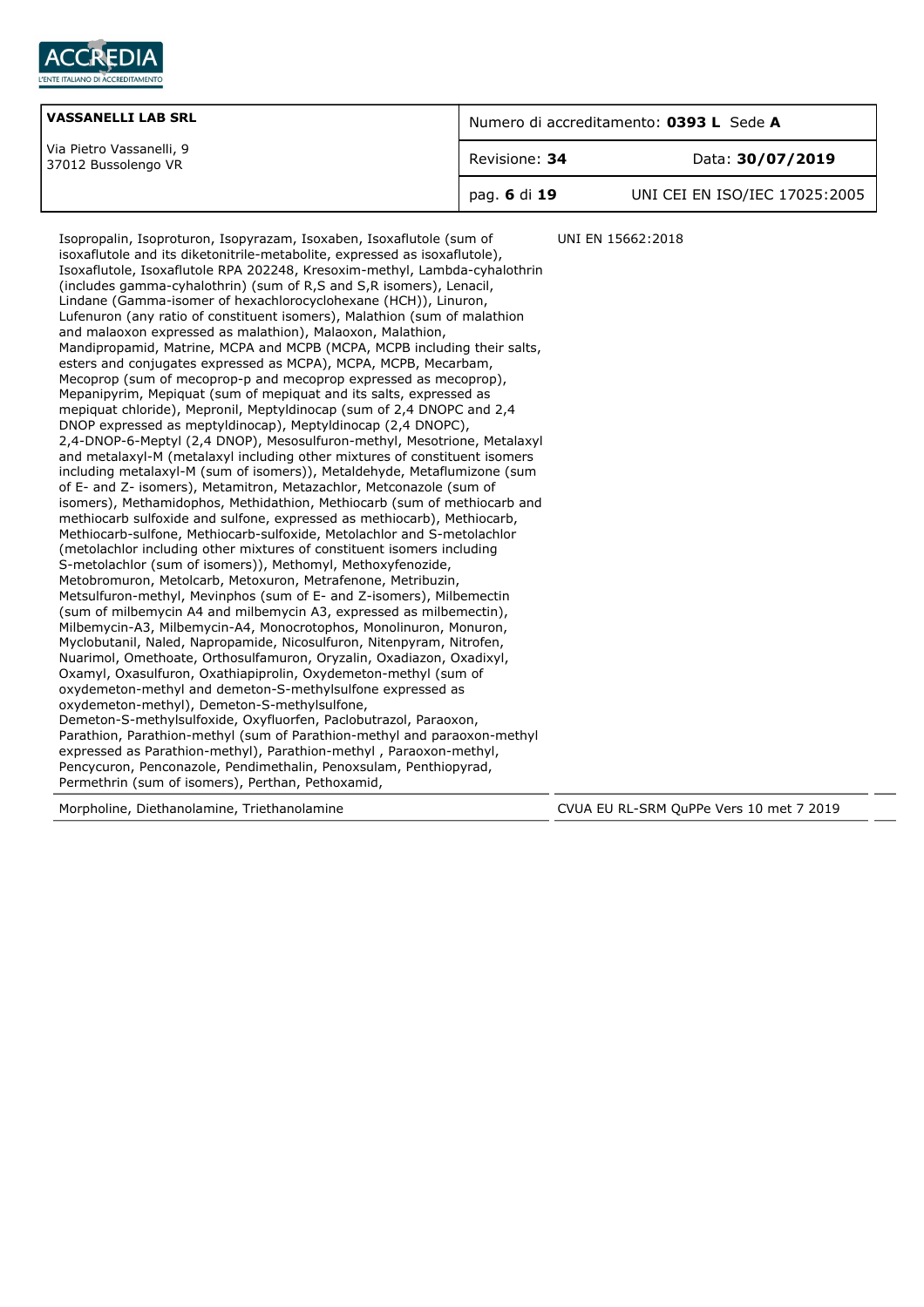| | |
|---|---|
| Isopropalin, Isoproturon, Isopyrazam, Isoxaben, Isoxaflutole (sum of isoxaflutole and its diketonitrile-metabolite, expressed as isoxaflutole), Isoxaflutole, Isoxaflutole RPA 202248, Kresoxim-methyl, Lambda-cyhalothrin (includes gamma-cyhalothrin) (sum of R,S and S,R isomers), Lenacil, Lindane (Gamma-isomer of hexachlorocyclohexane (HCH)), Linuron, Lufenuron (any ratio of constituent isomers), Malathion (sum of malathion and malaoxon expressed as malathion), Malaoxon, Malathion, Mandipropamid, Matrine, MCPA and MCPB (MCPA, MCPB including their salts, esters and conjugates expressed as MCPA), MCPA, MCPB, Mecarbam, Mecoprop (sum of mecoprop-p and mecoprop expressed as mecoprop), Mepanipyrim, Mepiquat (sum of mepiquat and its salts, expressed as mepiquat chloride), Mepronil, Meptyldinocap (sum of 2,4 DNOPC and 2,4 DNOP expressed as meptyldinocap), Meptyldinocap (2,4 DNOPC), 2,4-DNOP-6-Meptyl (2,4 DNOP), Mesosulfuron-methyl, Mesotrione, Metalaxyl and metalaxyl-M (metalaxyl including other mixtures of constituent isomers including metalaxyl-M (sum of isomers)), Metaldehyde, Metaflumizone (sum of E- and Z- isomers), Metamitron, Metazachlor, Metconazole (sum of isomers), Methamidophos, Methidathion, Methiocarb (sum of methiocarb and methiocarb sulfoxide and sulfone, expressed as methiocarb), Methiocarb, Methiocarb-sulfone, Methiocarb-sulfoxide, Metolachlor and S-metolachlor (metolachlor including other mixtures of constituent isomers including S-metolachlor (sum of isomers)), Methomyl, Methoxyfenozide, Metobromuron, Metolcarb, Metoxuron, Metrafenone, Metribuzin, Metsulfuron-methyl, Mevinphos (sum of E- and Z-isomers), Milbemectin (sum of milbemycin A4 and milbemycin A3, expressed as milbemectin), Milbemycin-A3, Milbemycin-A4, Monocrotophos, Monolinuron, Monuron, Myclobutanil, Naled, Napropamide, Nicosulfuron, Nitenpyram, Nitrofen, Nuarimol, Omethoate, Orthosulfamuron, Oryzalin, Oxadiazon, Oxadixyl, Oxamyl, Oxasulfuron, Oxathiapiprolin, Oxydemeton-methyl (sum of oxydemeton-methyl and demeton-S-methylsulfone expressed as oxydemeton-methyl), Demeton-S-methylsulfone, Demeton-S-methylsulfoxide, Oxyfluorfen, Paclobutrazol, Paraoxon, Parathion, Parathion-methyl (sum of Parathion-methyl and paraoxon-methyl expressed as Parathion-methyl), Parathion-methyl , Paraoxon-methyl, Pencycuron, Penconazole, Pendimethalin, Penoxsulam, Penthiopyrad, Permethrin (sum of isomers), Perthan, Pethoxamid, | UNI EN 15662:2018 |
| Morpholine, Diethanolamine, Triethanolamine | CVUA EU RL-SRM QuPPe Vers 10 met 7 2019 |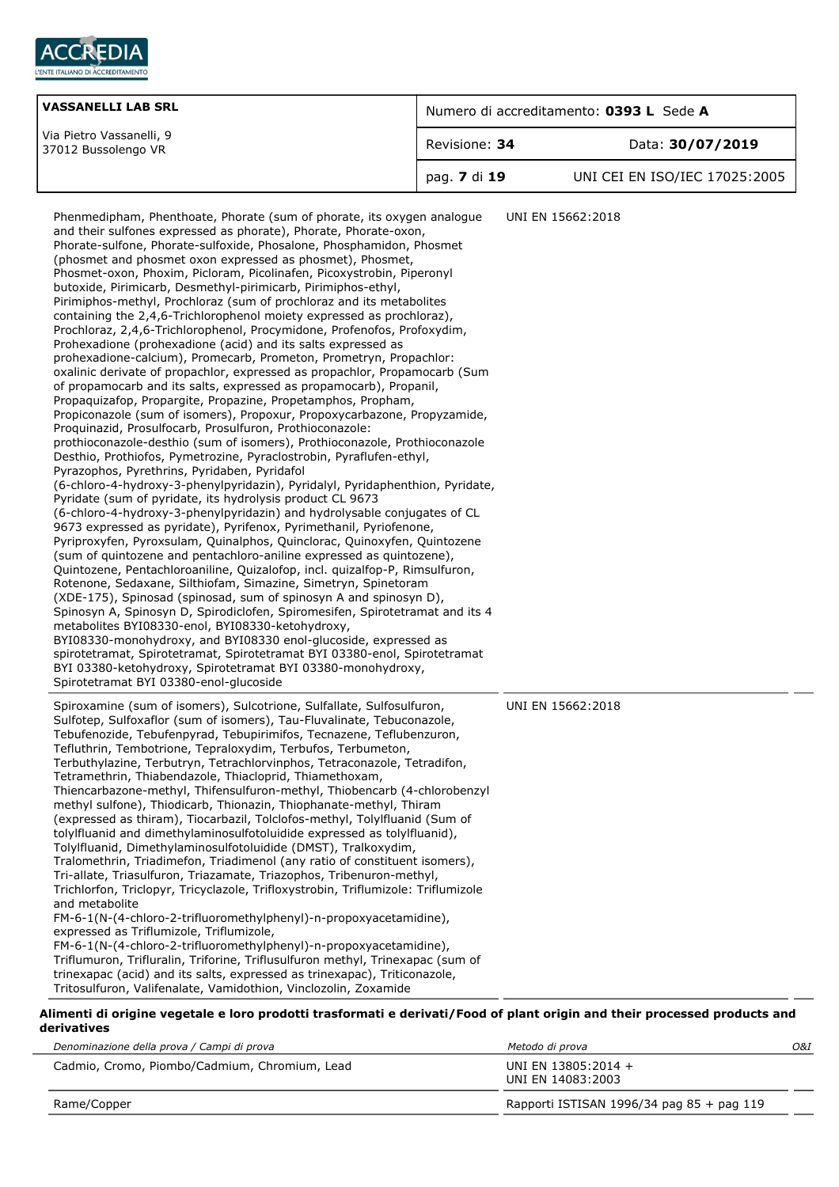| | | |
|---|---|---|
| Phenmedipham, Phenthoate, Phorate (sum of phorate, its oxygen analogue and their sulfones expressed as phorate), Phorate, Phorate-oxon, Phorate-sulfone, Phorate-sulfoxide, Phosalone, Phosphamidon, Phosmet (phosmet and phosmet oxon expressed as phosmet), Phosmet, Phosmet-oxon, Phoxim, Picloram, Picolinafen, Picoxystrobin, Piperonyl butoxide, Pirimicarb, Desmethyl-pirimicarb, Pirimiphos-ethyl, Pirimiphos-methyl, Prochloraz (sum of prochloraz and its metabolites containing the 2,4,6-Trichlorophenol moiety expressed as prochloraz), Prochloraz, 2,4,6-Trichlorophenol, Procymidone, Profenofos, Profoxydim, Prohexadione (prohexadione (acid) and its salts expressed as prohexadione-calcium), Promecarb, Prometon, Prometryn, Propachlor: oxalinic derivate of propachlor, expressed as propachlor, Propamocarb (Sum of propamocarb and its salts, expressed as propamocarb), Propanil, Propaquizafop, Propargite, Propazine, Propetamphos, Propham, Propiconazole (sum of isomers), Propoxur, Propoxycarbazone, Propyzamide, Proquinazid, Prosulfocarb, Prosulfuron, Prothioconazole: prothioconazole-desthio (sum of isomers), Prothioconazole, Prothioconazole Desthio, Prothiofos, Pymetrozine, Pyraclostrobin, Pyraflufen-ethyl, Pyrazophos, Pyrethrins, Pyridaben, Pyridafol (6-chloro-4-hydroxy-3-phenylpyridazin), Pyridalyl, Pyridaphenthion, Pyridate, Pyridate (sum of pyridate, its hydrolysis product CL 9673 (6-chloro-4-hydroxy-3-phenylpyridazin) and hydrolysable conjugates of CL 9673 expressed as pyridate), Pyrifenox, Pyrimethanil, Pyriofenone, Pyriproxyfen, Pyroxsulam, Quinalphos, Quinclorac, Quinoxyfen, Quintozene (sum of quintozene and pentachloro-aniline expressed as quintozene), Quintozene, Pentachloroaniline, Quizalofop, incl. quizalfop-P, Rimsulfuron, Rotenone, Sedaxane, Silthiofam, Simazine, Simetryn, Spinetoram (XDE-175), Spinosad (spinosad, sum of spinosyn A and spinosyn D), Spinosyn A, Spinosyn D, Spirodiclofen, Spiromesifen, Spirotetramat and its 4 metabolites BYI08330-enol, BYI08330-ketohydroxy, BYI08330-monohydroxy, and BYI08330 enol-glucoside, expressed as spirotetramat, Spirotetramat, Spirotetramat BYI 03380-enol, Spirotetramat BYI 03380-ketohydroxy, Spirotetramat BYI 03380-monohydroxy, Spirotetramat BYI 03380-enol-glucoside | UNI EN 15662:2018 | |
| Spiroxamine (sum of isomers), Sulcotrione, Sulfallate, Sulfosulfuron, Sulfotep, Sulfoxaflor (sum of isomers), Tau-Fluvalinate, Tebuconazole, Tebufenozide, Tebufenpyrad, Tebupirimifos, Tecnazene, Teflubenzuron, Tefluthrin, Tembotrione, Tepraloxydim, Terbufos, Terbumeton, Terbuthylazine, Terbutryn, Tetrachlorvinphos, Tetraconazole, Tetradifon, Tetramethrin, Thiabendazole, Thiacloprid, Thiamethoxam, Thiencarbazone-methyl, Thifensulfuron-methyl, Thiobencarb (4-chlorobenzyl methyl sulfone), Thiodicarb, Thionazin, Thiophanate-methyl, Thiram (expressed as thiram), Tiocarbazil, Tolclofos-methyl, Tolylfluanid (Sum of tolylfluanid and dimethylaminosulfotoluidide expressed as tolylfluanid), Tolylfluanid, Dimethylaminosulfotoluidide (DMST), Tralkoxydim, Tralomethrin, Triadimefon, Triadimenol (any ratio of constituent isomers), Tri-allate, Triasulfuron, Triazamate, Triazophos, Tribenuron-methyl, Trichlorfon, Triclopyr, Tricyclazole, Trifloxystrobin, Triflumizole: Triflumizole and metabolite FM-6-1(N-(4-chloro-2-trifluoromethylphenyl)-n-propoxyacetamidine), expressed as Triflumizole, Triflumizole, FM-6-1(N-(4-chloro-2-trifluoromethylphenyl)-n-propoxyacetamidine), Triflumuron, Trifluralin, Triforine, Triflusulfuron methyl, Trinexapac (sum of trinexapac (acid) and its salts, expressed as trinexapac), Triticonazole, Tritosulfuron, Valifenalate, Vamidothion, Vinclozolin, Zoxamide | UNI EN 15662:2018 | |

**Alimenti di origine vegetale e loro prodotti trasformati e derivati/Food of plant origin and their processed products and derivatives**

| *Denominazione della prova / Campi di prova* | *Metodo di prova* | *O&I* |
|---|---|---|
| Cadmio, Cromo, Piombo/Cadmium, Chromium, Lead | UNI EN 13805:2014 + UNI EN 14083:2003 | |
| Rame/Copper | Rapporti ISTISAN 1996/34 pag 85 + pag 119 | |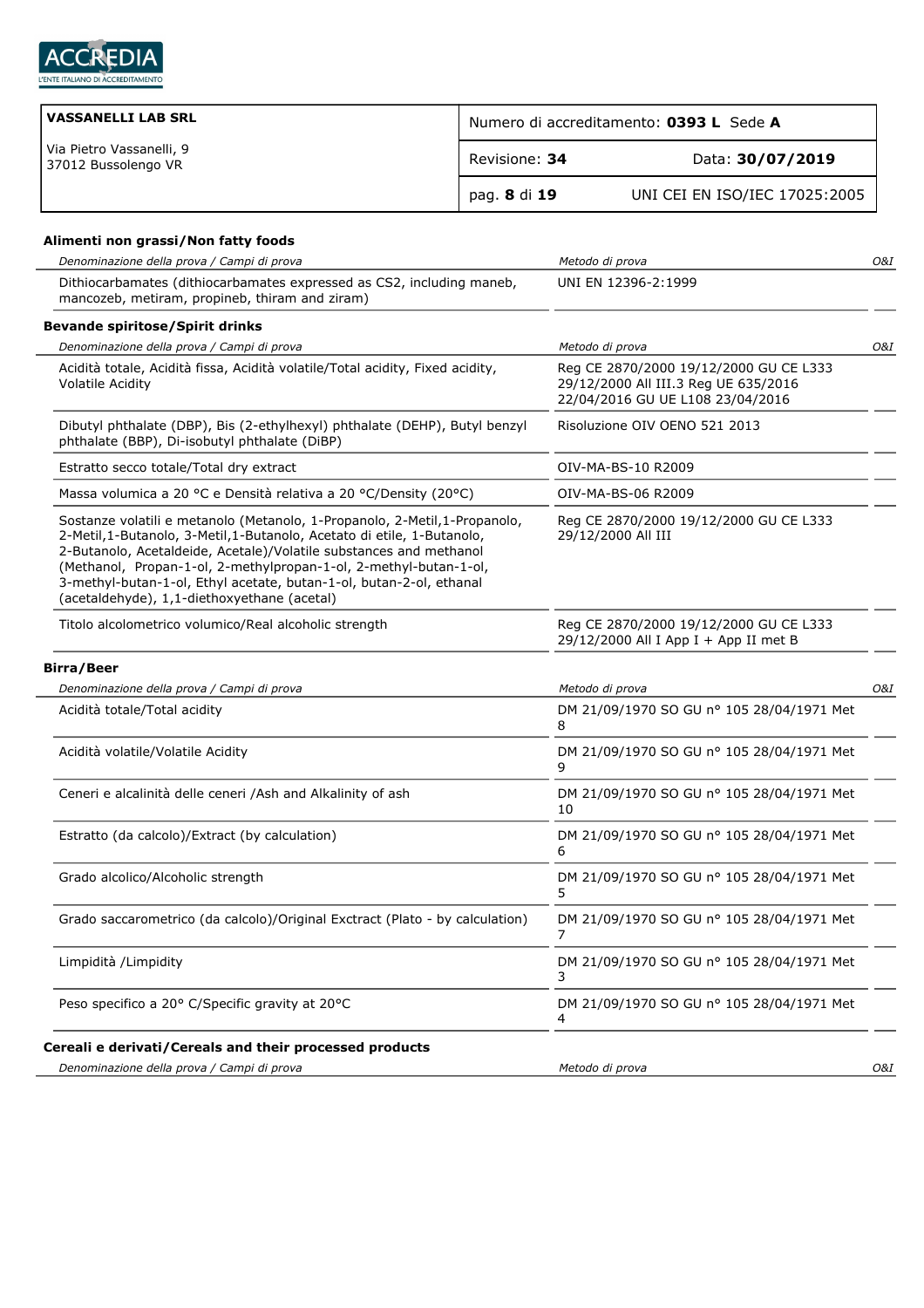| VASSANELLI LAB SRL | Numero di accreditamento: **0393 L** Sede **A** | |
|---|---|---|
| Via Pietro Vassanelli, 9<br>37012 Bussolengo VR | Revisione: **34** | Data: **30/07/2019** |
| | | UNI CEI EN ISO/IEC 17025:2005 |

**Alimenti non grassi/Non fatty foods**

| *Denominazione della prova / Campi di prova* | *Metodo di prova* | *O&I* |
|---|---|---|
| Dithiocarbamates (dithiocarbamates expressed as CS2, including maneb, mancozeb, metiram, propineb, thiram and ziram) | UNI EN 12396-2:1999 | |

**Bevande spiritose/Spirit drinks**

| *Denominazione della prova / Campi di prova* | *Metodo di prova* | *O&I* |
|---|---|---|
| Acidità totale, Acidità fissa, Acidità volatile/Total acidity, Fixed acidity, Volatile Acidity | Reg CE 2870/2000 19/12/2000 GU CE L333 29/12/2000 All III.3 Reg UE 635/2016 22/04/2016 GU UE L108 23/04/2016 | |
| Dibutyl phthalate (DBP), Bis (2-ethylhexyl) phthalate (DEHP), Butyl benzyl phthalate (BBP), Di-isobutyl phthalate (DiBP) | Risoluzione OIV OENO 521 2013 | |
| Estratto secco totale/Total dry extract | OIV-MA-BS-10 R2009 | |
| Massa volumica a 20 °C e Densità relativa a 20 °C/Density (20°C) | OIV-MA-BS-06 R2009 | |
| Sostanze volatili e metanolo (Metanolo, 1-Propanolo, 2-Metil,1-Propanolo, 2-Metil,1-Butanolo, 3-Metil,1-Butanolo, Acetato di etile, 1-Butanolo, 2-Butanolo, Acetaldeide, Acetale)/Volatile substances and methanol (Methanol, Propan-1-ol, 2-methylpropan-1-ol, 2-methyl-butan-1-ol, 3-methyl-butan-1-ol, Ethyl acetate, butan-1-ol, butan-2-ol, ethanal (acetaldehyde), 1,1-diethoxyethane (acetal) | Reg CE 2870/2000 19/12/2000 GU CE L333 29/12/2000 All III | |
| Titolo alcolometrico volumico/Real alcoholic strength | Reg CE 2870/2000 19/12/2000 GU CE L333 29/12/2000 All I App I + App II met B | |

**Birra/Beer**

| *Denominazione della prova / Campi di prova* | *Metodo di prova* | *O&I* |
|---|---|---|
| Acidità totale/Total acidity | DM 21/09/1970 SO GU n° 105 28/04/1971 Met 8 | |
| Acidità volatile/Volatile Acidity | DM 21/09/1970 SO GU n° 105 28/04/1971 Met 9 | |
| Ceneri e alcalinità delle ceneri /Ash and Alkalinity of ash | DM 21/09/1970 SO GU n° 105 28/04/1971 Met 10 | |
| Estratto (da calcolo)/Extract (by calculation) | DM 21/09/1970 SO GU n° 105 28/04/1971 Met 6 | |
| Grado alcolico/Alcoholic strength | DM 21/09/1970 SO GU n° 105 28/04/1971 Met 5 | |
| Grado saccarometrico (da calcolo)/Original Exctract (Plato - by calculation) | DM 21/09/1970 SO GU n° 105 28/04/1971 Met 7 | |
| Limpidità /Limpidity | DM 21/09/1970 SO GU n° 105 28/04/1971 Met 3 | |
| Peso specifico a 20° C/Specific gravity at 20°C | DM 21/09/1970 SO GU n° 105 28/04/1971 Met 4 | |

**Cereali e derivati/Cereals and their processed products**

| *Denominazione della prova / Campi di prova* | *Metodo di prova* | *O&I* |
|---|---|---|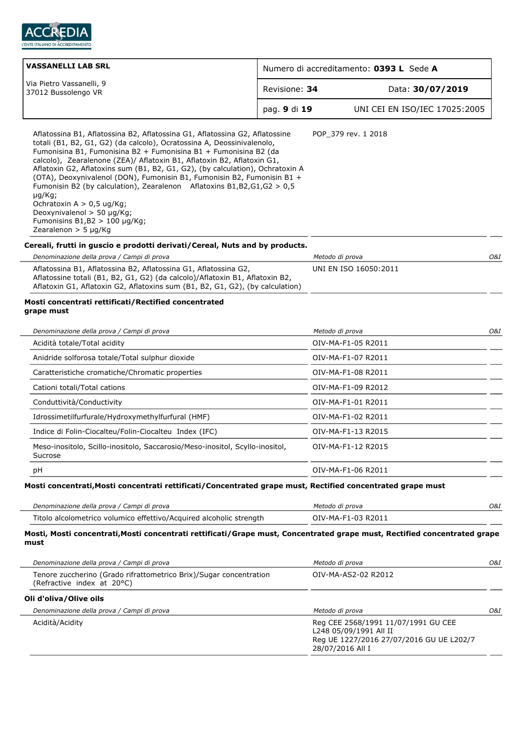| Denominazione della prova / Campi di prova | Metodo di prova | O&I |
|---|---|---|
| Aflatossina B1, Aflatossina B2, Aflatossina G1, Aflatossina G2, Aflatossine totali (B1, B2, G1, G2) (da calcolo), Ocratossina A, Deossinivalenolo, Fumonisina B1, Fumonisina B2 + Fumonisina B1 + Fumonisina B2 (da calcolo), Zearalenone (ZEA)/ Aflatoxin B1, Aflatoxin B2, Aflatoxin G1, Aflatoxin G2, Aflatoxins sum (B1, B2, G1, G2), (by calculation), Ochratoxin A (OTA), Deoxynivalenol (DON), Fumonisin B1, Fumonisin B2, Fumonisin B1 + Fumonisin B2 (by calculation), Zearalenon Aflatoxins B1,B2,G1,G2 > 0,5 µg/Kg; Ochratoxin A > 0,5 ug/Kg; Deoxynivalenol > 50 µg/Kg; Fumonisins B1,B2 > 100 µg/Kg; Zearalenon > 5 µg/Kg | POP_379 rev. 1 2018 | |

**Cereali, frutti in guscio e prodotti derivati/Cereal, Nuts and by products.**

| Denominazione della prova / Campi di prova | Metodo di prova | O&I |
|---|---|---|
| Aflatossina B1, Aflatossina B2, Aflatossina G1, Aflatossina G2, Aflatossine totali (B1, B2, G1, G2) (da calcolo)/Aflatoxin B1, Aflatoxin B2, Aflatoxin G1, Aflatoxin G2, Aflatoxins sum (B1, B2, G1, G2), (by calculation) | UNI EN ISO 16050:2011 | |

**Mosti concentrati rettificati/Rectified concentrated grape must**

| Denominazione della prova / Campi di prova | Metodo di prova | O&I |
|---|---|---|
| Acidità totale/Total acidity | OIV-MA-F1-05 R2011 | |
| Anidride solforosa totale/Total sulphur dioxide | OIV-MA-F1-07 R2011 | |
| Caratteristiche cromatiche/Chromatic properties | OIV-MA-F1-08 R2011 | |
| Cationi totali/Total cations | OIV-MA-F1-09 R2012 | |
| Conduttività/Conductivity | OIV-MA-F1-01 R2011 | |
| Idrossimetilfurfurale/Hydroxymethylfurfural (HMF) | OIV-MA-F1-02 R2011 | |
| Indice di Folin-Ciocalteu/Folin-Ciocalteu Index (IFC) | OIV-MA-F1-13 R2015 | |
| Meso-inositolo, Scillo-inositolo, Saccarosio/Meso-inositol, Scyllo-inositol, Sucrose | OIV-MA-F1-12 R2015 | |
| pH | OIV-MA-F1-06 R2011 | |

**Mosti concentrati,Mosti concentrati rettificati/Concentrated grape must, Rectified concentrated grape must**

| Denominazione della prova / Campi di prova | Metodo di prova | O&I |
|---|---|---|
| Titolo alcolometrico volumico effettivo/Acquired alcoholic strength | OIV-MA-F1-03 R2011 | |

**Mosti, Mosti concentrati,Mosti concentrati rettificati/Grape must, Concentrated grape must, Rectified concentrated grape must**

| Denominazione della prova / Campi di prova | Metodo di prova | O&I |
|---|---|---|
| Tenore zuccherino (Grado rifrattometrico Brix)/Sugar concentration (Refractive index at 20°C) | OIV-MA-AS2-02 R2012 | |

**Oli d'oliva/Olive oils**

| Denominazione della prova / Campi di prova | Metodo di prova | O&I |
|---|---|---|
| Acidità/Acidity | Reg CEE 2568/1991 11/07/1991 GU CEE L248 05/09/1991 All II<br>Reg UE 1227/2016 27/07/2016 GU UE L202/7 28/07/2016 All I | |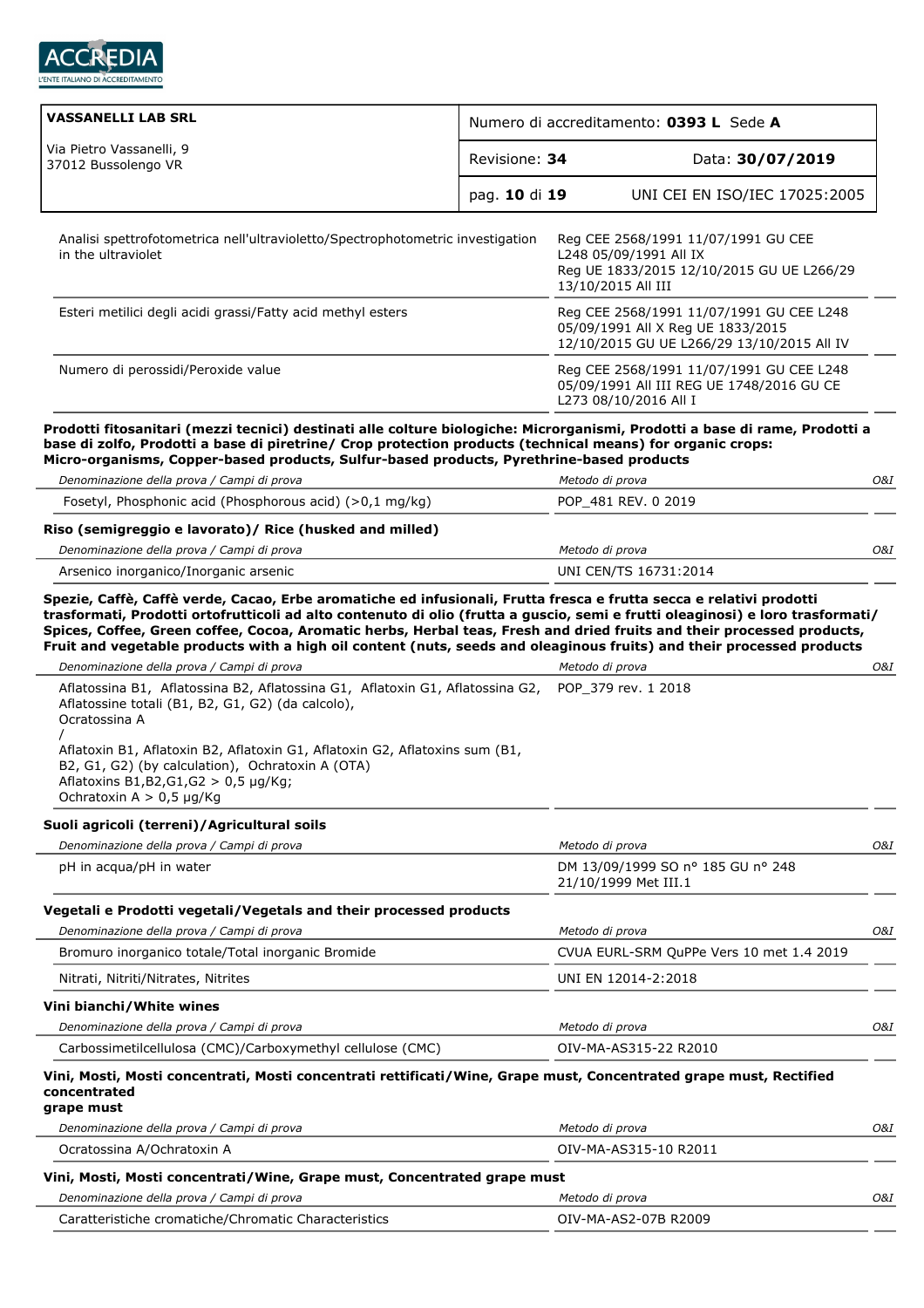| | | |
|---|---|---|
| Analisi spettrofotometrica nell'ultravioletto/Spectrophotometric investigation in the ultraviolet | Reg CEE 2568/1991 11/07/1991 GU CEE L248 05/09/1991 All IX Reg UE 1833/2015 12/10/2015 GU UE L266/29 13/10/2015 All III | |
| Esteri metilici degli acidi grassi/Fatty acid methyl esters | Reg CEE 2568/1991 11/07/1991 GU CEE L248 05/09/1991 All X Reg UE 1833/2015 12/10/2015 GU UE L266/29 13/10/2015 All IV | |
| Numero di perossidi/Peroxide value | Reg CEE 2568/1991 11/07/1991 GU CEE L248 05/09/1991 All III REG UE 1748/2016 GU CE L273 08/10/2016 All I | |

**Prodotti fitosanitari (mezzi tecnici) destinati alle colture biologiche: Microrganismi, Prodotti a base di rame, Prodotti a base di zolfo, Prodotti a base di piretrine/ Crop protection products (technical means) for organic crops: Micro-organisms, Copper-based products, Sulfur-based products, Pyrethrine-based products**

| *Denominazione della prova / Campi di prova* | *Metodo di prova* | *O&I* |
|---|---|---|
| Fosetyl, Phosphonic acid (Phosphorous acid) (>0,1 mg/kg) | POP_481 REV. 0 2019 | |

**Riso (semigreggio e lavorato)/ Rice (husked and milled)**

| *Denominazione della prova / Campi di prova* | *Metodo di prova* | *O&I* |
|---|---|---|
| Arsenico inorganico/Inorganic arsenic | UNI CEN/TS 16731:2014 | |

**Spezie, Caffè, Caffè verde, Cacao, Erbe aromatiche ed infusionali, Frutta fresca e frutta secca e relativi prodotti trasformati, Prodotti ortofrutticoli ad alto contenuto di olio (frutta a guscio, semi e frutti oleaginosi) e loro trasformati/ Spices, Coffee, Green coffee, Cocoa, Aromatic herbs, Herbal teas, Fresh and dried fruits and their processed products, Fruit and vegetable products with a high oil content (nuts, seeds and oleaginous fruits) and their processed products**

| *Denominazione della prova / Campi di prova* | *Metodo di prova* | *O&I* |
|---|---|---|
| Aflatossina B1, Aflatossina B2, Aflatossina G1, Aflatossina G2, Aflatossine totali (B1, B2, G1, G2) (da calcolo), Ocratossina A / Aflatoxin B1, Aflatoxin B2, Aflatoxin G1, Aflatoxin G2, Aflatoxins sum (B1, B2, G1, G2) (by calculation), Ochratoxin A (OTA) Aflatoxins B1,B2,G1,G2 > 0,5 µg/Kg; Ochratoxin A > 0,5 µg/Kg | POP_379 rev. 1 2018 | |

**Suoli agricoli (terreni)/Agricultural soils**

| *Denominazione della prova / Campi di prova* | *Metodo di prova* | *O&I* |
|---|---|---|
| pH in acqua/pH in water | DM 13/09/1999 SO n° 185 GU n° 248 21/10/1999 Met III.1 | |

**Vegetali e Prodotti vegetali/Vegetals and their processed products**

| *Denominazione della prova / Campi di prova* | *Metodo di prova* | *O&I* |
|---|---|---|
| Bromuro inorganico totale/Total inorganic Bromide | CVUA EURL-SRM QuPPe Vers 10 met 1.4 2019 | |
| Nitrati, Nitriti/Nitrates, Nitrites | UNI EN 12014-2:2018 | |

**Vini bianchi/White wines**

| *Denominazione della prova / Campi di prova* | *Metodo di prova* | *O&I* |
|---|---|---|
| Carbossimetilcellulosa (CMC)/Carboxymethyl cellulose (CMC) | OIV-MA-AS315-22 R2010 | |

**Vini, Mosti, Mosti concentrati, Mosti concentrati rettificati/Wine, Grape must, Concentrated grape must, Rectified concentrated grape must**

| *Denominazione della prova / Campi di prova* | *Metodo di prova* | *O&I* |
|---|---|---|
| Ocratossina A/Ochratoxin A | OIV-MA-AS315-10 R2011 | |

**Vini, Mosti, Mosti concentrati/Wine, Grape must, Concentrated grape must**

| *Denominazione della prova / Campi di prova* | *Metodo di prova* | *O&I* |
|---|---|---|
| Caratteristiche cromatiche/Chromatic Characteristics | OIV-MA-AS2-07B R2009 | |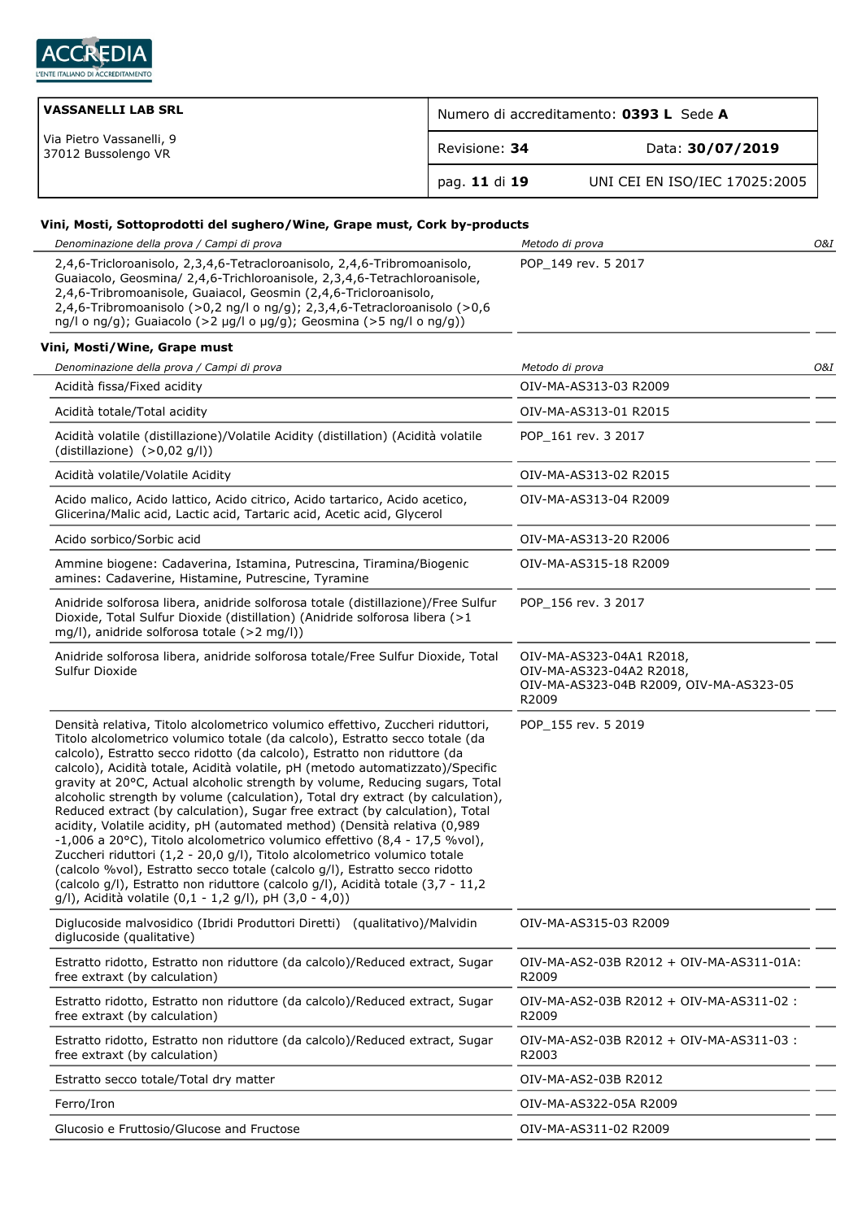| VASSANELLI LAB SRL<br>Via Pietro Vassanelli, 9<br>37012 Bussolengo VR | Numero di accreditamento: **0393 L** Sede **A** | |
|---|---|---|
| | Revisione: **34** | Data: **30/07/2019** |
| | pag. **11** di **19** | UNI CEI EN ISO/IEC 17025:2005 |

**Vini, Mosti, Sottoprodotti del sughero/Wine, Grape must, Cork by-products**

| *Denominazione della prova / Campi di prova* | *Metodo di prova* | *O&I* |
|---|---|---|
| 2,4,6-Tricloroanisolo, 2,3,4,6-Tetracloroanisolo, 2,4,6-Tribromoanisolo, Guaiacolo, Geosmina/ 2,4,6-Trichloroanisole, 2,3,4,6-Tetrachloroanisole, 2,4,6-Tribromoanisole, Guaiacol, Geosmin (2,4,6-Tricloroanisolo, 2,4,6-Tribromoanisolo (>0,2 ng/l o ng/g); 2,3,4,6-Tetracloroanisolo (>0,6 ng/l o ng/g); Guaiacolo (>2 µg/l o µg/g); Geosmina (>5 ng/l o ng/g)) | POP_149 rev. 5 2017 | |

**Vini, Mosti/Wine, Grape must**

| *Denominazione della prova / Campi di prova* | *Metodo di prova* | *O&I* |
|---|---|---|
| Acidità fissa/Fixed acidity | OIV-MA-AS313-03 R2009 | |
| Acidità totale/Total acidity | OIV-MA-AS313-01 R2015 | |
| Acidità volatile (distillazione)/Volatile Acidity (distillation) (Acidità volatile (distillazione) (>0,02 g/l)) | POP_161 rev. 3 2017 | |
| Acidità volatile/Volatile Acidity | OIV-MA-AS313-02 R2015 | |
| Acido malico, Acido lattico, Acido citrico, Acido tartarico, Acido acetico, Glicerina/Malic acid, Lactic acid, Tartaric acid, Acetic acid, Glycerol | OIV-MA-AS313-04 R2009 | |
| Acido sorbico/Sorbic acid | OIV-MA-AS313-20 R2006 | |
| Ammine biogene: Cadaverina, Istamina, Putrescina, Tiramina/Biogenic amines: Cadaverine, Histamine, Putrescine, Tyramine | OIV-MA-AS315-18 R2009 | |
| Anidride solforosa libera, anidride solforosa totale (distillazione)/Free Sulfur Dioxide, Total Sulfur Dioxide (distillation) (Anidride solforosa libera (>1 mg/l), anidride solforosa totale (>2 mg/l)) | POP_156 rev. 3 2017 | |
| Anidride solforosa libera, anidride solforosa totale/Free Sulfur Dioxide, Total Sulfur Dioxide | OIV-MA-AS323-04A1 R2018, OIV-MA-AS323-04A2 R2018, OIV-MA-AS323-04B R2009, OIV-MA-AS323-05 R2009 | |
| Densità relativa, Titolo alcolometrico volumico effettivo, Zuccheri riduttori, Titolo alcolometrico volumico totale (da calcolo), Estratto secco totale (da calcolo), Estratto secco ridotto (da calcolo), Estratto non riduttore (da calcolo), Acidità totale, Acidità volatile, pH (metodo automatizzato)/Specific gravity at 20°C, Actual alcoholic strength by volume, Reducing sugars, Total alcoholic strength by volume (calculation), Total dry extract (by calculation), Reduced extract (by calculation), Sugar free extract (by calculation), Total acidity, Volatile acidity, pH (automated method) (Densità relativa (0,989 -1,006 a 20°C), Titolo alcolometrico volumico effettivo (8,4 - 17,5 %vol), Zuccheri riduttori (1,2 - 20,0 g/l), Titolo alcolometrico volumico totale (calcolo %vol), Estratto secco totale (calcolo g/l), Estratto secco ridotto (calcolo g/l), Estratto non riduttore (calcolo g/l), Acidità totale (3,7 - 11,2 g/l), Acidità volatile (0,1 - 1,2 g/l), pH (3,0 - 4,0)) | POP_155 rev. 5 2019 | |
| Diglucoside malvosidico (Ibridi Produttori Diretti) (qualitativo)/Malvidin diglucoside (qualitative) | OIV-MA-AS315-03 R2009 | |
| Estratto ridotto, Estratto non riduttore (da calcolo)/Reduced extract, Sugar free extraxt (by calculation) | OIV-MA-AS2-03B R2012 + OIV-MA-AS311-01A: R2009 | |
| Estratto ridotto, Estratto non riduttore (da calcolo)/Reduced extract, Sugar free extraxt (by calculation) | OIV-MA-AS2-03B R2012 + OIV-MA-AS311-02 : R2009 | |
| Estratto ridotto, Estratto non riduttore (da calcolo)/Reduced extract, Sugar free extraxt (by calculation) | OIV-MA-AS2-03B R2012 + OIV-MA-AS311-03 : R2003 | |
| Estratto secco totale/Total dry matter | OIV-MA-AS2-03B R2012 | |
| Ferro/Iron | OIV-MA-AS322-05A R2009 | |
| Glucosio e Fruttosio/Glucose and Fructose | OIV-MA-AS311-02 R2009 | |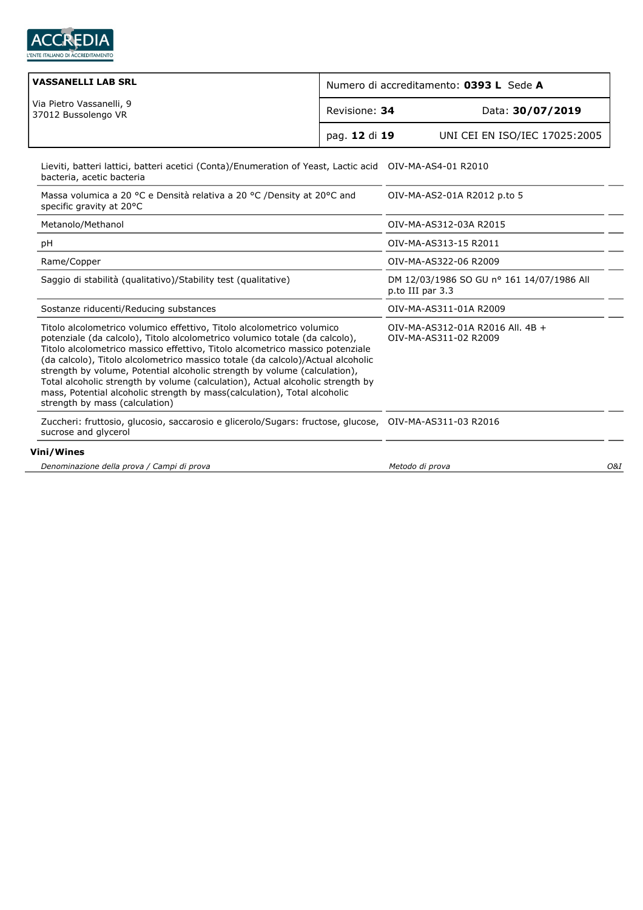| Denominazione della prova / Campi di prova | Metodo di prova | O&I |
|---|---|---|
| Lieviti, batteri lattici, batteri acetici (Conta)/Enumeration of Yeast, Lactic acid bacteria, acetic bacteria | OIV-MA-AS4-01 R2010 | |
| Massa volumica a 20 °C e Densità relativa a 20 °C /Density at 20°C and specific gravity at 20°C | OIV-MA-AS2-01A R2012 p.to 5 | |
| Metanolo/Methanol | OIV-MA-AS312-03A R2015 | |
| pH | OIV-MA-AS313-15 R2011 | |
| Rame/Copper | OIV-MA-AS322-06 R2009 | |
| Saggio di stabilità (qualitativo)/Stability test (qualitative) | DM 12/03/1986 SO GU n° 161 14/07/1986 All p.to III par 3.3 | |
| Sostanze riducenti/Reducing substances | OIV-MA-AS311-01A R2009 | |
| Titolo alcolometrico volumico effettivo, Titolo alcolometrico volumico potenziale (da calcolo), Titolo alcolometrico volumico totale (da calcolo), Titolo alcolometrico massico effettivo, Titolo alcometrico massico potenziale (da calcolo), Titolo alcolometrico massico totale (da calcolo)/Actual alcoholic strength by volume, Potential alcoholic strength by volume (calculation), Total alcoholic strength by volume (calculation), Actual alcoholic strength by mass, Potential alcoholic strength by mass(calculation), Total alcoholic strength by mass (calculation) | OIV-MA-AS312-01A R2016 All. 4B + OIV-MA-AS311-02 R2009 | |
| Zuccheri: fruttosio, glucosio, saccarosio e glicerolo/Sugars: fructose, glucose, sucrose and glycerol | OIV-MA-AS311-03 R2016 | |

**Vini/Wines**

| *Denominazione della prova / Campi di prova* | *Metodo di prova* | *O&I* |
|---|---|---|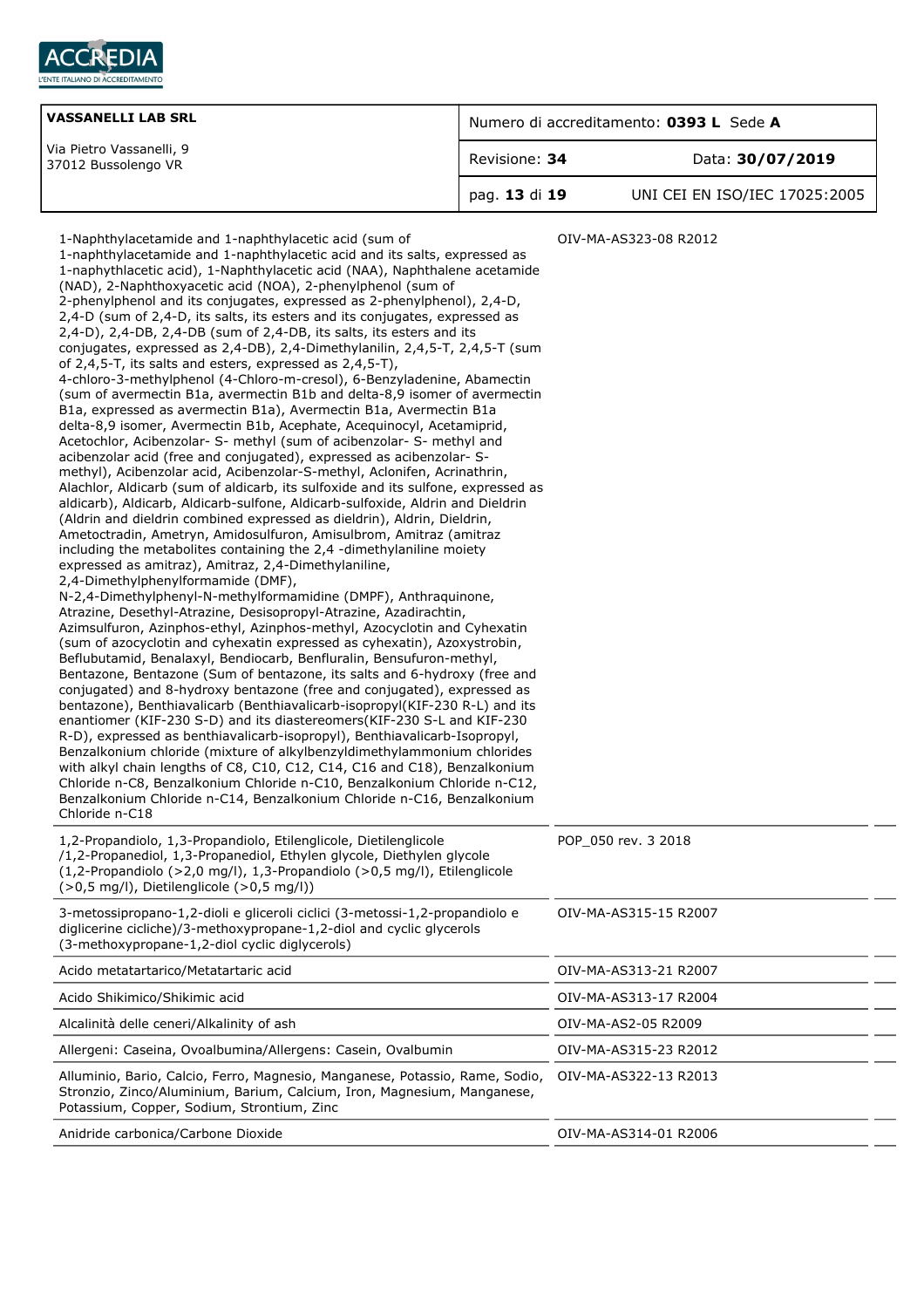| | |
|---|---|
| 1-Naphthylacetamide and 1-naphthylacetic acid (sum of 1-naphthylacetamide and 1-naphthylacetic acid and its salts, expressed as 1-naphythlacetic acid), 1-Naphthylacetic acid (NAA), Naphthalene acetamide (NAD), 2-Naphthoxyacetic acid (NOA), 2-phenylphenol (sum of 2-phenylphenol and its conjugates, expressed as 2-phenylphenol), 2,4-D, 2,4-D (sum of 2,4-D, its salts, its esters and its conjugates, expressed as 2,4-D), 2,4-DB, 2,4-DB (sum of 2,4-DB, its salts, its esters and its conjugates, expressed as 2,4-DB), 2,4-Dimethylanilin, 2,4,5-T, 2,4,5-T (sum of 2,4,5-T, its salts and esters, expressed as 2,4,5-T), 4-chloro-3-methylphenol (4-Chloro-m-cresol), 6-Benzyladenine, Abamectin (sum of avermectin B1a, avermectin B1b and delta-8,9 isomer of avermectin B1a, expressed as avermectin B1a), Avermectin B1a, Avermectin B1a delta-8,9 isomer, Avermectin B1b, Acephate, Acequinocyl, Acetamiprid, Acetochlor, Acibenzolar- S- methyl (sum of acibenzolar- S- methyl and acibenzolar acid (free and conjugated), expressed as acibenzolar- S- methyl), Acibenzolar acid, Acibenzolar-S-methyl, Aclonifen, Acrinathrin, Alachlor, Aldicarb (sum of aldicarb, its sulfoxide and its sulfone, expressed as aldicarb), Aldicarb, Aldicarb-sulfone, Aldicarb-sulfoxide, Aldrin and Dieldrin (Aldrin and dieldrin combined expressed as dieldrin), Aldrin, Dieldrin, Ametoctradin, Ametryn, Amidosulfuron, Amisulbrom, Amitraz (amitraz including the metabolites containing the 2,4 -dimethylaniline moiety expressed as amitraz), Amitraz, 2,4-Dimethylaniline, 2,4-Dimethylphenylformamide (DMF), N-2,4-Dimethylphenyl-N-methylformamidine (DMPF), Anthraquinone, Atrazine, Desethyl-Atrazine, Desisopropyl-Atrazine, Azadirachtin, Azimsulfuron, Azinphos-ethyl, Azinphos-methyl, Azocyclotin and Cyhexatin (sum of azocyclotin and cyhexatin expressed as cyhexatin), Azoxystrobin, Beflubutamid, Benalaxyl, Bendiocarb, Benfluralin, Bensufuron-methyl, Bentazone, Bentazone (Sum of bentazone, its salts and 6-hydroxy (free and conjugated) and 8-hydroxy bentazone (free and conjugated), expressed as bentazone), Benthiavalicarb (Benthiavalicarb-isopropyl(KIF-230 R-L) and its enantiomer (KIF-230 S-D) and its diastereomers(KIF-230 S-L and KIF-230 R-D), expressed as benthiavalicarb-isopropyl), Benthiavalicarb-Isopropyl, Benzalkonium chloride (mixture of alkylbenzyldimethylammonium chlorides with alkyl chain lengths of C8, C10, C12, C14, C16 and C18), Benzalkonium Chloride n-C8, Benzalkonium Chloride n-C10, Benzalkonium Chloride n-C12, Benzalkonium Chloride n-C14, Benzalkonium Chloride n-C16, Benzalkonium Chloride n-C18 | OIV-MA-AS323-08 R2012 |
| 1,2-Propandiolo, 1,3-Propandiolo, Etilenglicole, Dietilenglicole /1,2-Propanediol, 1,3-Propanediol, Ethylen glycole, Diethylen glycole (1,2-Propandiolo (>2,0 mg/l), 1,3-Propandiolo (>0,5 mg/l), Etilenglicole (>0,5 mg/l), Dietilenglicole (>0,5 mg/l)) | POP_050 rev. 3 2018 |
| 3-metossipropano-1,2-dioli e glicerоli ciclici (3-metossi-1,2-propandiolo e diglicerine cicliche)/3-methoxypropane-1,2-diol and cyclic glycerols (3-methoxypropane-1,2-diol cyclic diglycerols) | OIV-MA-AS315-15 R2007 |
| Acido metatartarico/Metatartaric acid | OIV-MA-AS313-21 R2007 |
| Acido Shikimico/Shikimic acid | OIV-MA-AS313-17 R2004 |
| Alcalinità delle ceneri/Alkalinity of ash | OIV-MA-AS2-05 R2009 |
| Allergeni: Caseina, Ovoalbumina/Allergens: Casein, Ovalbumin | OIV-MA-AS315-23 R2012 |
| Alluminio, Bario, Calcio, Ferro, Magnesio, Manganese, Potassio, Rame, Sodio, Stronzio, Zinco/Aluminium, Barium, Calcium, Iron, Magnesium, Manganese, Potassium, Copper, Sodium, Strontium, Zinc | OIV-MA-AS322-13 R2013 |
| Anidride carbonica/Carbone Dioxide | OIV-MA-AS314-01 R2006 |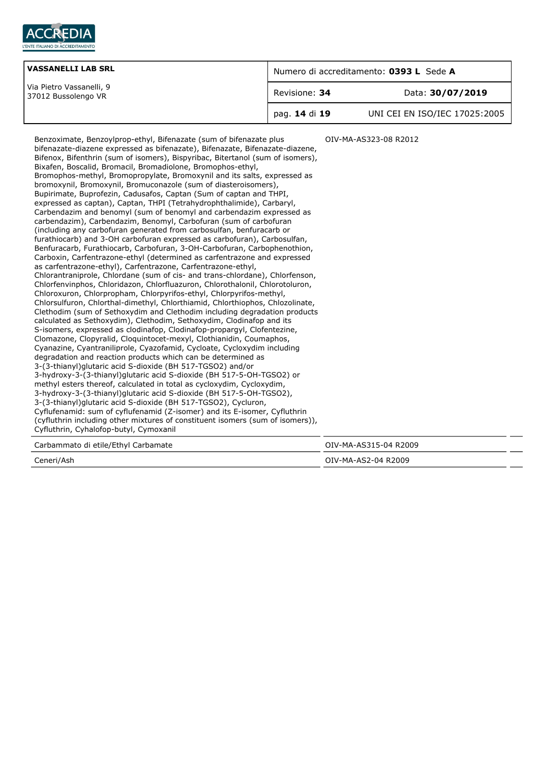| VASSANELLI LAB SRL<br>Via Pietro Vassanelli, 9<br>37012 Bussolengo VR | Numero di accreditamento: **0393 L** Sede **A** | |
|---|---|---|
| | Revisione: **34** | Data: **30/07/2019** |
| | pag. **14** di **19** | UNI CEI EN ISO/IEC 17025:2005 |

| | |
|---|---|
| Benzoximate, Benzoylprop-ethyl, Bifenazate (sum of bifenazate plus bifenazate-diazene expressed as bifenazate), Bifenazate, Bifenazate-diazene, Bifenox, Bifenthrin (sum of isomers), Bispyribac, Bitertanol (sum of isomers), Bixafen, Boscalid, Bromacil, Bromadiolone, Bromophos-ethyl, Bromophos-methyl, Bromopropylate, Bromoxynil and its salts, expressed as bromoxynil, Bromoxynil, Bromuconazole (sum of diasteroisomers), Bupirimate, Buprofezin, Cadusafos, Captan (Sum of captan and THPI, expressed as captan), Captan, THPI (Tetrahydrophthalimide), Carbaryl, Carbendazim and benomyl (sum of benomyl and carbendazim expressed as carbendazim), Carbendazim, Benomyl, Carbofuran (sum of carbofuran (including any carbofuran generated from carbosulfan, benfuracarb or furathiocarb) and 3-OH carbofuran expressed as carbofuran), Carbosulfan, Benfuracarb, Furathiocarb, Carbofuran, 3-OH-Carbofuran, Carbophenothion, Carboxin, Carfentrazone-ethyl (determined as carfentrazone and expressed as carfentrazone-ethyl), Carfentrazone, Carfentrazone-ethyl, Chlorantraniprole, Chlordane (sum of cis- and trans-chlordane), Chlorfenson, Chlorfenvinphos, Chloridazon, Chlorfluazuron, Chlorothalonil, Chlorotoluron, Chloroxuron, Chlorpropham, Chlorpyrifos-ethyl, Chlorpyrifos-methyl, Chlorsulfuron, Chlorthal-dimethyl, Chlorthiamid, Chlorthiophos, Chlozolinate, Clethodim (sum of Sethoxydim and Clethodim including degradation products calculated as Sethoxydim), Clethodim, Sethoxydim, Clodinafop and its S-isomers, expressed as clodinafop, Clodinafop-propargyl, Clofentezine, Clomazone, Clopyralid, Cloquintocet-mexyl, Clothianidin, Coumaphos, Cyanazine, Cyantraniliprole, Cyazofamid, Cycloate, Cycloxydim including degradation and reaction products which can be determined as 3-(3-thianyl)glutaric acid S-dioxide (BH 517-TGSO2) and/or 3-hydroxy-3-(3-thianyl)glutaric acid S-dioxide (BH 517-5-OH-TGSO2) or methyl esters thereof, calculated in total as cycloxydim, Cycloxydim, 3-hydroxy-3-(3-thianyl)glutaric acid S-dioxide (BH 517-5-OH-TGSO2), 3-(3-thianyl)glutaric acid S-dioxide (BH 517-TGSO2), Cycluron, Cyflufenamid: sum of cyflufenamid (Z-isomer) and its E-isomer, Cyfluthrin (cyfluthrin including other mixtures of constituent isomers (sum of isomers)), Cyfluthrin, Cyhalofop-butyl, Cymoxanil | OIV-MA-AS323-08 R2012 |
| Carbammato di etile/Ethyl Carbamate | OIV-MA-AS315-04 R2009 |
| Ceneri/Ash | OIV-MA-AS2-04 R2009 |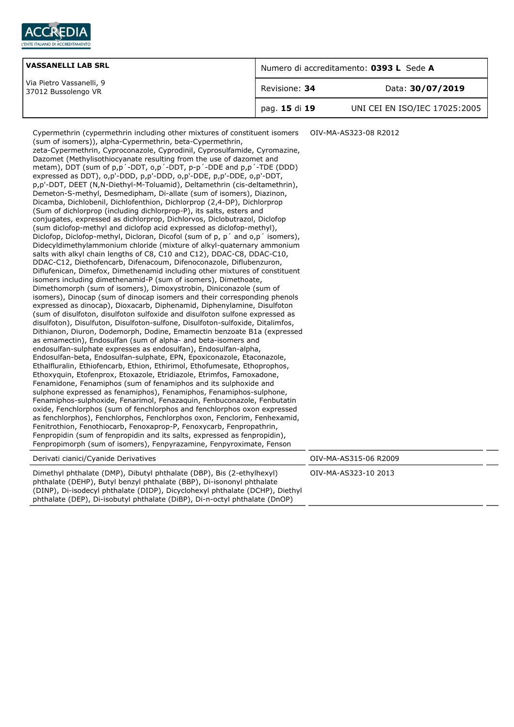| | |
|---|---|
| Cypermethrin (cypermethrin including other mixtures of constituent isomers (sum of isomers)), alpha-Cypermethrin, beta-Cypermethrin, zeta-Cypermethrin, Cyproconazole, Cyprodinil, Cyprosulfamide, Cyromazine, Dazomet (Methylisothiocyanate resulting from the use of dazomet and metam), DDT (sum of p,p´-DDT, o,p´-DDT, p-p´-DDE and p,p´-TDE (DDD) expressed as DDT), o,p'-DDD, p,p'-DDD, o,p'-DDE, p,p'-DDE, o,p'-DDT, p,p'-DDT, DEET (N,N-Diethyl-M-Toluamid), Deltamethrin (cis-deltamethrin), Demeton-S-methyl, Desmedipham, Di-allate (sum of isomers), Diazinon, Dicamba, Dichlobenil, Dichlofenthion, Dichlorprop (2,4-DP), Dichlorprop (Sum of dichlorprop (including dichlorprop-P), its salts, esters and conjugates, expressed as dichlorprop, Dichlorvos, Diclobutrazol, Diclofop (sum diclofop-methyl and diclofop acid expressed as diclofop-methyl), Diclofop, Diclofop-methyl, Dicloran, Dicofol (sum of p, p´ and o,p´ isomers), Didecyldimethylammonium chloride (mixture of alkyl-quaternary ammonium salts with alkyl chain lengths of C8, C10 and C12), DDAC-C8, DDAC-C10, DDAC-C12, Diethofencarb, Difenacoum, Difenoconazole, Diflubenzuron, Diflufenican, Dimefox, Dimethenamid including other mixtures of constituent isomers including dimethenamid-P (sum of isomers), Dimethoate, Dimethomorph (sum of isomers), Dimoxystrobin, Diniconazole (sum of isomers), Dinocap (sum of dinocap isomers and their corresponding phenols expressed as dinocap), Dioxacarb, Diphenamid, Diphenylamine, Disulfoton (sum of disulfoton, disulfoton sulfoxide and disulfoton sulfone expressed as disulfoton), Disulfuton, Disulfoton-sulfone, Disulfoton-sulfoxide, Ditalimfos, Dithianon, Diuron, Dodemorph, Dodine, Emamectin benzoate B1a (expressed as emamectin), Endosulfan (sum of alpha- and beta-isomers and endosulfan-sulphate expresses as endosulfan), Endosulfan-alpha, Endosulfan-beta, Endosulfan-sulphate, EPN, Epoxiconazole, Etaconazole, Ethalfluralin, Ethiofencarb, Ethion, Ethirimol, Ethofumesate, Ethoprophos, Ethoxyquin, Etofenprox, Etoxazole, Etridiazole, Etrimfos, Famoxadone, Fenamidone, Fenamiphos (sum of fenamiphos and its sulphoxide and sulphone expressed as fenamiphos), Fenamiphos, Fenamiphos-sulphone, Fenamiphos-sulphoxide, Fenarimol, Fenazaquin, Fenbuconazole, Fenbutatin oxide, Fenchlorphos (sum of fenchlorphos and fenchlorphos oxon expressed as fenchlorphos), Fenchlorphos, Fenchlorphos oxon, Fenclorim, Fenhexamid, Fenitrothion, Fenothiocarb, Fenoxaprop-P, Fenoxycarb, Fenpropathrin, Fenpropidin (sum of fenpropidin and its salts, expressed as fenpropidin), Fenpropimorph (sum of isomers), Fenpyrazamine, Fenpyroximate, Fenson | OIV-MA-AS323-08 R2012 |
| Derivati cianici/Cyanide Derivatives | OIV-MA-AS315-06 R2009 |
| Dimethyl phthalate (DMP), Dibutyl phthalate (DBP), Bis (2-ethylhexyl) phthalate (DEHP), Butyl benzyl phthalate (BBP), Di-isononyl phthalate (DINP), Di-isodecyl phthalate (DIDP), Dicyclohexyl phthalate (DCHP), Diethyl phthalate (DEP), Di-isobutyl phthalate (DiBP), Di-n-octyl phthalate (DnOP) | OIV-MA-AS323-10 2013 |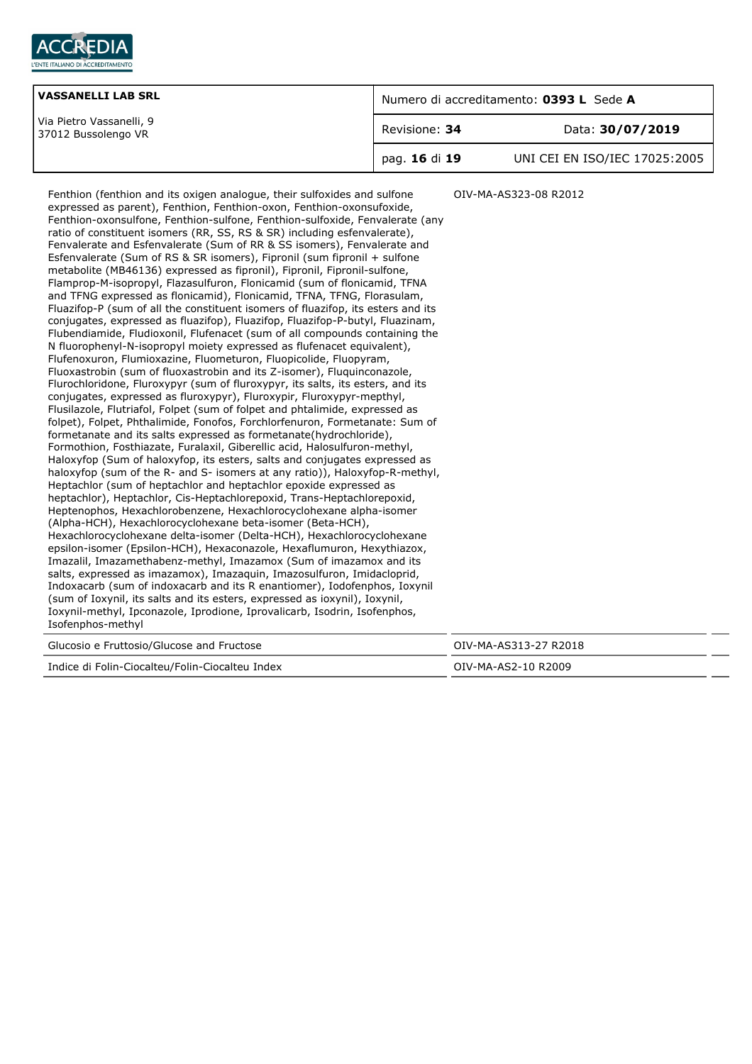| VASSANELLI LAB SRL | Numero di accreditamento: **0393 L** Sede **A** |
|---|---|
| Via Pietro Vassanelli, 9<br>37012 Bussolengo VR | Revisione: **34** — Data: **30/07/2019** |
| | UNI CEI EN ISO/IEC 17025:2005 |

| | |
|---|---|
| Fenthion (fenthion and its oxigen analogue, their sulfoxides and sulfone expressed as parent), Fenthion, Fenthion-oxon, Fenthion-oxonsufoxide, Fenthion-oxonsulfone, Fenthion-sulfone, Fenthion-sulfoxide, Fenvalerate (any ratio of constituent isomers (RR, SS, RS & SR) including esfenvalerate), Fenvalerate and Esfenvalerate (Sum of RR & SS isomers), Fenvalerate and Esfenvalerate (Sum of RS & SR isomers), Fipronil (sum fipronil + sulfone metabolite (MB46136) expressed as fipronil), Fipronil, Fipronil-sulfone, Flamprop-M-isopropyl, Flazasulfuron, Flonicamid (sum of flonicamid, TFNA and TFNG expressed as flonicamid), Flonicamid, TFNA, TFNG, Florasulam, Fluazifop-P (sum of all the constituent isomers of fluazifop, its esters and its conjugates, expressed as fluazifop), Fluazifop, Fluazifop-P-butyl, Fluazinam, Flubendiamide, Fludioxonil, Flufenacet (sum of all compounds containing the N fluorophenyl-N-isopropyl moiety expressed as flufenacet equivalent), Flufenoxuron, Flumioxazine, Fluometuron, Fluopicolide, Fluopyram, Fluoxastrobin (sum of fluoxastrobin and its Z-isomer), Fluquinconazole, Flurochloridone, Fluroxypyr (sum of fluroxypyr, its salts, its esters, and its conjugates, expressed as fluroxypyr), Fluroxypir, Fluroxypyr-mepthyl, Flusilazole, Flutriafol, Folpet (sum of folpet and phtalimide, expressed as folpet), Folpet, Phthalimide, Fonofos, Forchlorfenuron, Formetanate: Sum of formetanate and its salts expressed as formetanate(hydrochloride), Formothion, Fosthiazate, Furalaxil, Giberellic acid, Halosulfuron-methyl, Haloxyfop (Sum of haloxyfop, its esters, salts and conjugates expressed as haloxyfop (sum of the R- and S- isomers at any ratio)), Haloxyfop-R-methyl, Heptachlor (sum of heptachlor and heptachlor epoxide expressed as heptachlor), Heptachlor, Cis-Heptachlorepoxid, Trans-Heptachlorepoxid, Heptenophos, Hexachlorobenzene, Hexachlorocyclohexane alpha-isomer (Alpha-HCH), Hexachlorocyclohexane beta-isomer (Beta-HCH), Hexachlorocyclohexane delta-isomer (Delta-HCH), Hexachlorocyclohexane epsilon-isomer (Epsilon-HCH), Hexaconazole, Hexaflumuron, Hexythiazox, Imazalil, Imazamethabenz-methyl, Imazamox (Sum of imazamox and its salts, expressed as imazamox), Imazaquin, Imazosulfuron, Imidacloprid, Indoxacarb (sum of indoxacarb and its R enantiomer), Iodofenphos, Ioxynil (sum of Ioxynil, its salts and its esters, expressed as ioxynil), Ioxynil, Ioxynil-methyl, Ipconazole, Iprodione, Iprovalicarb, Isodrin, Isofenphos, Isofenphos-methyl | OIV-MA-AS323-08 R2012 |
| Glucosio e Fruttosio/Glucose and Fructose | OIV-MA-AS313-27 R2018 |
| Indice di Folin-Ciocalteu/Folin-Ciocalteu Index | OIV-MA-AS2-10 R2009 |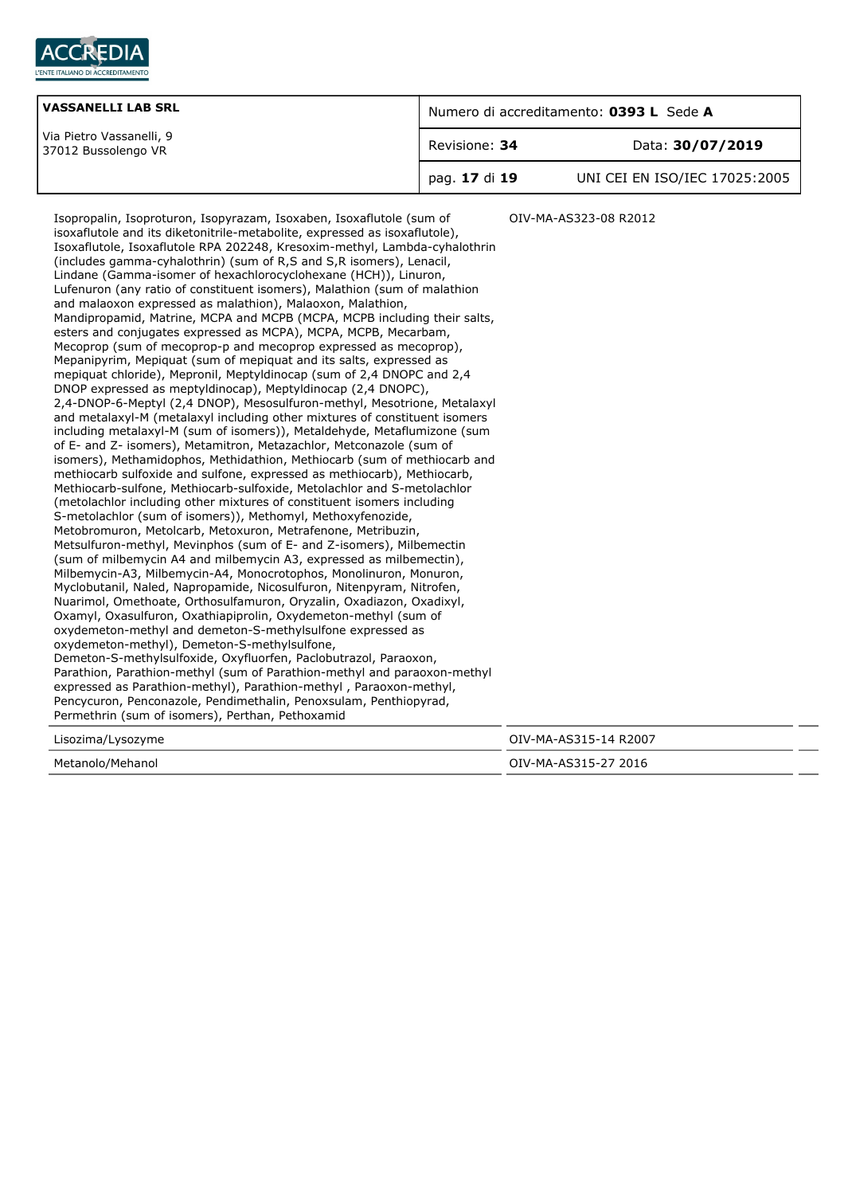| | |
|---|---|
| Isopropalin, Isoproturon, Isopyrazam, Isoxaben, Isoxaflutole (sum of isoxaflutole and its diketonitrile-metabolite, expressed as isoxaflutole), Isoxaflutole, Isoxaflutole RPA 202248, Kresoxim-methyl, Lambda-cyhalothrin (includes gamma-cyhalothrin) (sum of R,S and S,R isomers), Lenacil, Lindane (Gamma-isomer of hexachlorocyclohexane (HCH)), Linuron, Lufenuron (any ratio of constituent isomers), Malathion (sum of malathion and malaoxon expressed as malathion), Malaoxon, Malathion, Mandipropamid, Matrine, MCPA and MCPB (MCPA, MCPB including their salts, esters and conjugates expressed as MCPA), MCPA, MCPB, Mecarbam, Mecoprop (sum of mecoprop-p and mecoprop expressed as mecoprop), Mepanipyrim, Mepiquat (sum of mepiquat and its salts, expressed as mepiquat chloride), Mepronil, Meptyldinocap (sum of 2,4 DNOPC and 2,4 DNOP expressed as meptyldinocap), Meptyldinocap (2,4 DNOPC), 2,4-DNOP-6-Meptyl (2,4 DNOP), Mesosulfuron-methyl, Mesotrione, Metalaxyl and metalaxyl-M (metalaxyl including other mixtures of constituent isomers including metalaxyl-M (sum of isomers)), Metaldehyde, Metaflumizone (sum of E- and Z- isomers), Metamitron, Metazachlor, Metconazole (sum of isomers), Methamidophos, Methidathion, Methiocarb (sum of methiocarb and methiocarb sulfoxide and sulfone, expressed as methiocarb), Methiocarb, Methiocarb-sulfone, Methiocarb-sulfoxide, Metolachlor and S-metolachlor (metolachlor including other mixtures of constituent isomers including S-metolachlor (sum of isomers)), Methomyl, Methoxyfenozide, Metobromuron, Metolcarb, Metoxuron, Metrafenone, Metribuzin, Metsulfuron-methyl, Mevinphos (sum of E- and Z-isomers), Milbemectin (sum of milbemycin A4 and milbemycin A3, expressed as milbemectin), Milbemycin-A3, Milbemycin-A4, Monocrotophos, Monolinuron, Monuron, Myclobutanil, Naled, Napropamide, Nicosulfuron, Nitenpyram, Nitrofen, Nuarimol, Omethoate, Orthosulfamuron, Oryzalin, Oxadiazon, Oxadixyl, Oxamyl, Oxasulfuron, Oxathiapiprolin, Oxydemeton-methyl (sum of oxydemeton-methyl and demeton-S-methylsulfone expressed as oxydemeton-methyl), Demeton-S-methylsulfone, Demeton-S-methylsulfoxide, Oxyfluorfen, Paclobutrazol, Paraoxon, Parathion, Parathion-methyl (sum of Parathion-methyl and paraoxon-methyl expressed as Parathion-methyl), Parathion-methyl , Paraoxon-methyl, Pencycuron, Penconazole, Pendimethalin, Penoxsulam, Penthiopyrad, Permethrin (sum of isomers), Perthan, Pethoxamid | OIV-MA-AS323-08 R2012 |
| Lisozima/Lysozyme | OIV-MA-AS315-14 R2007 |
| Metanolo/Mehanol | OIV-MA-AS315-27 2016 |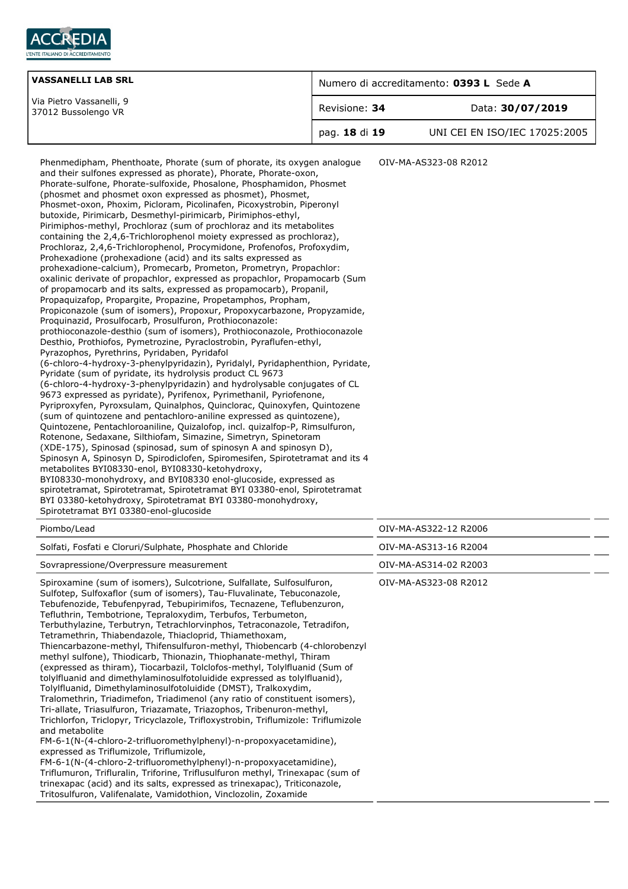| VASSANELLI LAB SRL<br>Via Pietro Vassanelli, 9<br>37012 Bussolengo VR | Numero di accreditamento: **0393 L** Sede **A** | |
|---|---|---|
| | Revisione: **34** | Data: **30/07/2019** |
| | | UNI CEI EN ISO/IEC 17025:2005 |

| | |
|---|---|
| Phenmedipham, Phenthoate, Phorate (sum of phorate, its oxygen analogue and their sulfones expressed as phorate), Phorate, Phorate-oxon, Phorate-sulfone, Phorate-sulfoxide, Phosalone, Phosphamidon, Phosmet (phosmet and phosmet oxon expressed as phosmet), Phosmet, Phosmet-oxon, Phoxim, Picloram, Picolinafen, Picoxystrobin, Piperonyl butoxide, Pirimicarb, Desmethyl-pirimicarb, Pirimiphos-ethyl, Pirimiphos-methyl, Prochloraz (sum of prochloraz and its metabolites containing the 2,4,6-Trichlorophenol moiety expressed as prochloraz), Prochloraz, 2,4,6-Trichlorophenol, Procymidone, Profenofos, Profoxydim, Prohexadione (prohexadione (acid) and its salts expressed as prohexadione-calcium), Promecarb, Prometon, Prometryn, Propachlor: oxalinic derivate of propachlor, expressed as propachlor, Propamocarb (Sum of propamocarb and its salts, expressed as propamocarb), Propanil, Propaquizafop, Propargite, Propazine, Propetamphos, Propham, Propiconazole (sum of isomers), Propoxur, Propoxycarbazone, Propyzamide, Proquinazid, Prosulfocarb, Prosulfuron, Prothioconazole: prothioconazole-desthio (sum of isomers), Prothioconazole, Prothioconazole Desthio, Prothiofos, Pymetrozine, Pyraclostrobin, Pyraflufen-ethyl, Pyrazophos, Pyrethrins, Pyridaben, Pyridafol (6-chloro-4-hydroxy-3-phenylpyridazin), Pyridalyl, Pyridaphenthion, Pyridate, Pyridate (sum of pyridate, its hydrolysis product CL 9673 (6-chloro-4-hydroxy-3-phenylpyridazin) and hydrolysable conjugates of CL 9673 expressed as pyridate), Pyrifenox, Pyrimethanil, Pyriofenone, Pyriproxyfen, Pyroxsulam, Quinalphos, Quinclorac, Quinoxyfen, Quintozene (sum of quintozene and pentachloro-aniline expressed as quintozene), Quintozene, Pentachloroaniline, Quizalofop, incl. quizalfop-P, Rimsulfuron, Rotenone, Sedaxane, Silthiofam, Simazine, Simetryn, Spinetoram (XDE-175), Spinosad (spinosad, sum of spinosyn A and spinosyn D), Spinosyn A, Spinosyn D, Spirodiclofen, Spiromesifen, Spirotetramat and its 4 metabolites BYI08330-enol, BYI08330-ketohydroxy, BYI08330-monohydroxy, and BYI08330 enol-glucoside, expressed as spirotetramat, Spirotetramat, Spirotetramat BYI 03380-enol, Spirotetramat BYI 03380-ketohydroxy, Spirotetramat BYI 03380-monohydroxy, Spirotetramat BYI 03380-enol-glucoside | OIV-MA-AS323-08 R2012 |
| Piombo/Lead | OIV-MA-AS322-12 R2006 |
| Solfati, Fosfati e Cloruri/Sulphate, Phosphate and Chloride | OIV-MA-AS313-16 R2004 |
| Sovrapressione/Overpressure measurement | OIV-MA-AS314-02 R2003 |
| Spiroxamine (sum of isomers), Sulcotrione, Sulfallate, Sulfosulfuron, Sulfotep, Sulfoxaflor (sum of isomers), Tau-Fluvalinate, Tebuconazole, Tebufenozide, Tebufenpyrad, Tebupirimifos, Tecnazene, Teflubenzuron, Tefluthrin, Tembotrione, Tepraloxydim, Terbufos, Terbumeton, Terbuthylazine, Terbutryn, Tetrachlorvinphos, Tetraconazole, Tetradifon, Tetramethrin, Thiabendazole, Thiacloprid, Thiamethoxam, Thiencarbazone-methyl, Thifensulfuron-methyl, Thiobencarb (4-chlorobenzyl methyl sulfone), Thiodicarb, Thionazin, Thiophanate-methyl, Thiram (expressed as thiram), Tiocarbazil, Tolclofos-methyl, Tolylfluanid (Sum of tolylfluanid and dimethylaminosulfotoluidide expressed as tolylfluanid), Tolylfluanid, Dimethylaminosulfotoluidide (DMST), Tralkoxydim, Tralomethrin, Triadimefon, Triadimenol (any ratio of constituent isomers), Tri-allate, Triasulfuron, Triazamate, Triazophos, Tribenuron-methyl, Trichlorfon, Triclopyr, Tricyclazole, Trifloxystrobin, Triflumizole: Triflumizole and metabolite FM-6-1(N-(4-chloro-2-trifluoromethylphenyl)-n-propoxyacetamidine), expressed as Triflumizole, Triflumizole, FM-6-1(N-(4-chloro-2-trifluoromethylphenyl)-n-propoxyacetamidine), Triflumuron, Trifluralin, Triforine, Triflusulfuron methyl, Trinexapac (sum of trinexapac (acid) and its salts, expressed as trinexapac), Triticonazole, Tritosulfuron, Valifenalate, Vamidothion, Vinclozolin, Zoxamide | OIV-MA-AS323-08 R2012 |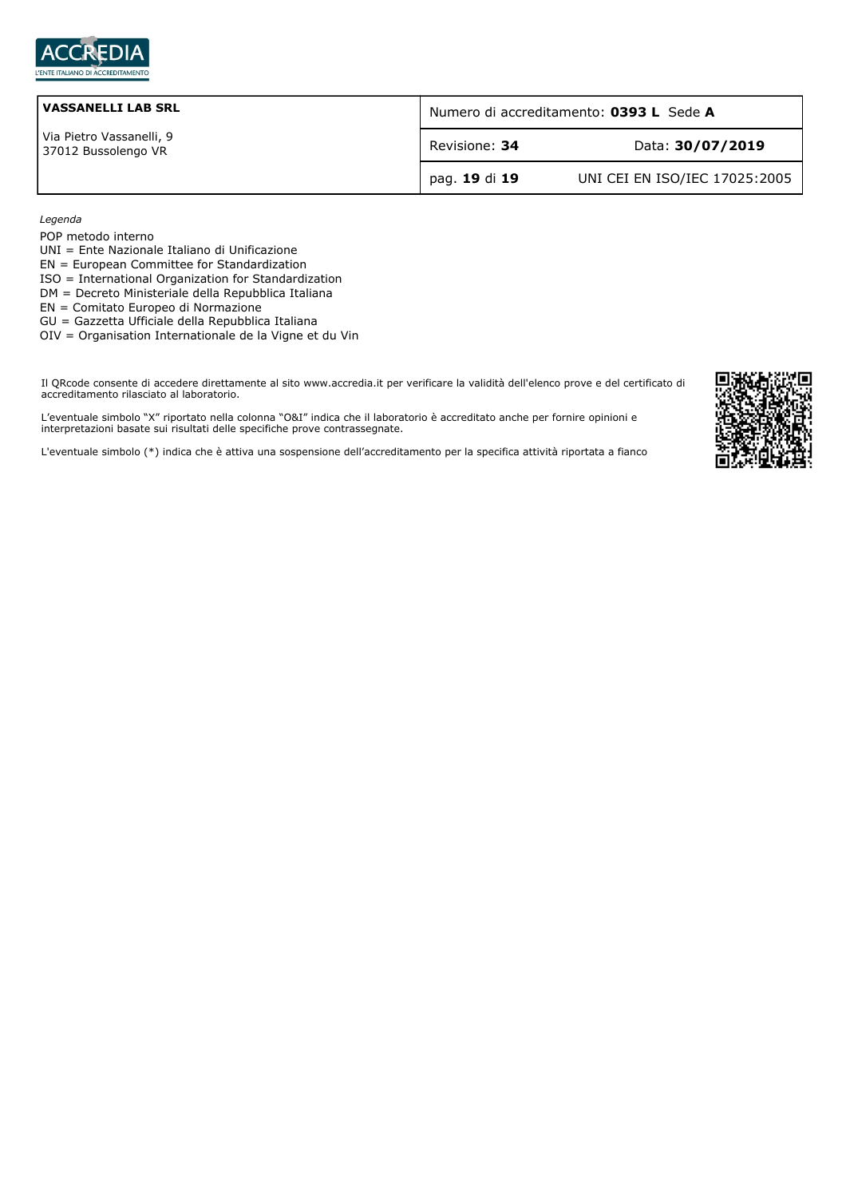| VASSANELLI LAB SRL | Numero di accreditamento: **0393 L** Sede **A** | |
|---|---|---|
| Via Pietro Vassanelli, 9<br>37012 Bussolengo VR | Revisione: **34** | Data: **30/07/2019** |
| | | UNI CEI EN ISO/IEC 17025:2005 |

*Legenda*

POP metodo interno
UNI = Ente Nazionale Italiano di Unificazione
EN = European Committee for Standardization
ISO = International Organization for Standardization
DM = Decreto Ministeriale della Repubblica Italiana
EN = Comitato Europeo di Normazione
GU = Gazzetta Ufficiale della Repubblica Italiana
OIV = Organisation Internationale de la Vigne et du Vin

Il QRcode consente di accedere direttamente al sito www.accredia.it per verificare la validità dell'elenco prove e del certificato di accreditamento rilasciato al laboratorio.

L'eventuale simbolo "X" riportato nella colonna "O&I" indica che il laboratorio è accreditato anche per fornire opinioni e interpretazioni basate sui risultati delle specifiche prove contrassegnate.

L'eventuale simbolo (*) indica che è attiva una sospensione dell'accreditamento per la specifica attività riportata a fianco